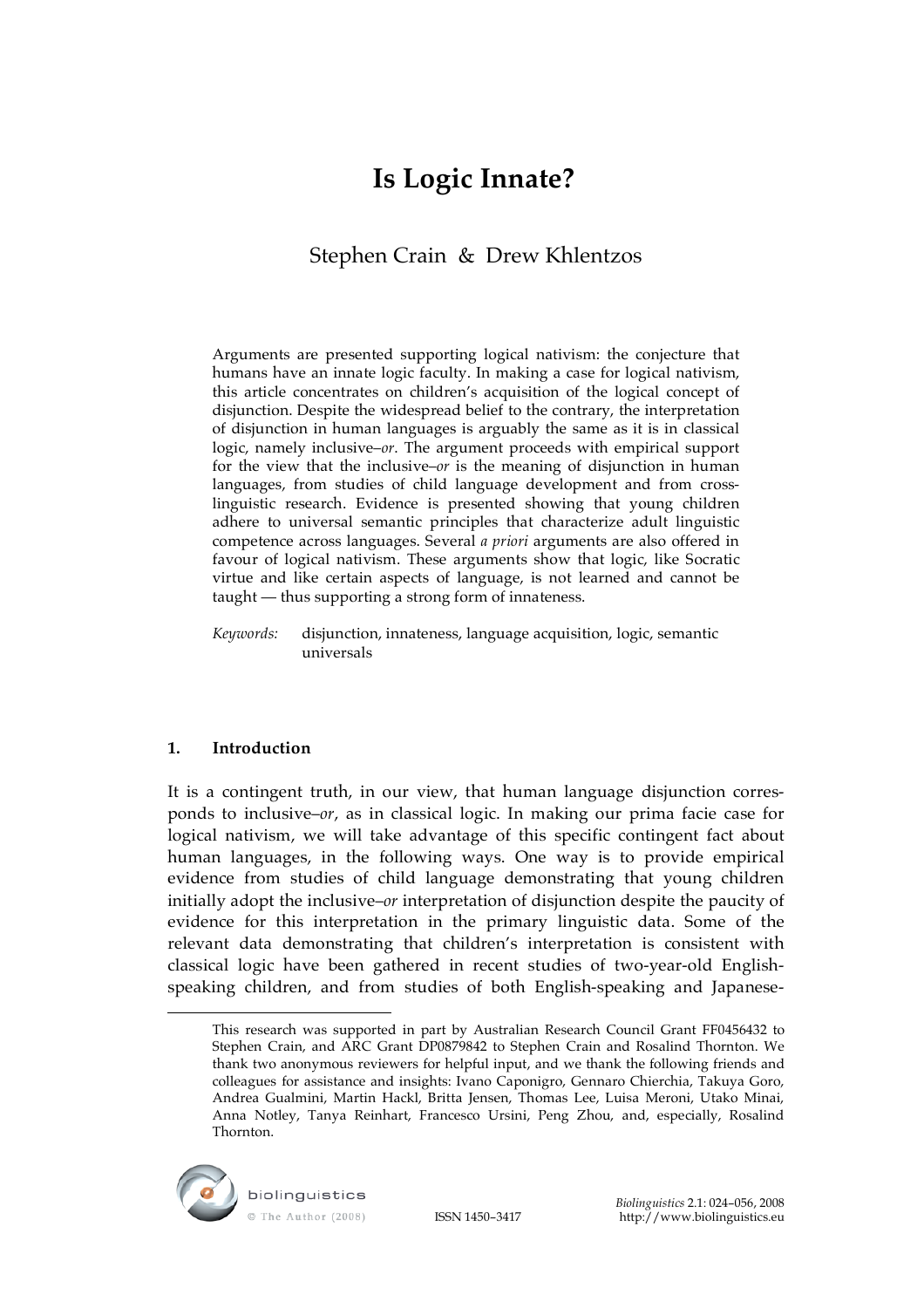# Is Logic Innate?

Stephen Crain & Drew Khlentzos

Arguments are presented supporting logical nativism: the conjecture that humans have an innate logic faculty. In making a case for logical nativism, this article concentrates on children's acquisition of the logical concept of disjunction. Despite the widespread belief to the contrary, the interpretation of disjunction in human languages is arguably the same as it is in classical logic, namely inclusive–*or*. The argument proceeds with empirical support for the view that the inclusive–*or* is the meaning of disjunction in human languages, from studies of child language development and from cross-linguistic research. Evidence is presented showing that young children adhere to universal semantic principles that characterize adult linguistic competence across languages. Several *a priori* arguments are also offered in favour of logical nativism. These arguments show that logic, like Socratic virtue and like certain aspects of language, is not learned and cannot be taught — thus supporting a strong form of innateness.

*Keywords:* disjunction, innateness, language acquisition, logic, semantic universals

## 1. Introduction

It is a contingent truth, in our view, that human language disjunction corresponds to inclusive–*or*, as in classical logic. In making our prima facie case for logical nativism, we will take advantage of this specific contingent fact about human languages, in the following ways. One way is to provide empirical evidence from studies of child language demonstrating that young children initially adopt the inclusive–*or* interpretation of disjunction despite the paucity of evidence for this interpretation in the primary linguistic data. Some of the relevant data demonstrating that children's interpretation is consistent with classical logic have been gathered in recent studies of two-year-old English-speaking children, and from studies of both English-speaking and Japanese-

This research was supported in part by Australian Research Council Grant FF0456432 to Stephen Crain, and ARC Grant DP0879842 to Stephen Crain and Rosalind Thornton. We thank two anonymous reviewers for helpful input, and we thank the following friends and colleagues for assistance and insights: Ivano Caponigro, Gennaro Chierchia, Takuya Goro, Andrea Gualmini, Martin Hackl, Britta Jensen, Thomas Lee, Luisa Meroni, Utako Minai, Anna Notley, Tanya Reinhart, Francesco Ursini, Peng Zhou, and, especially, Rosalind Thornton.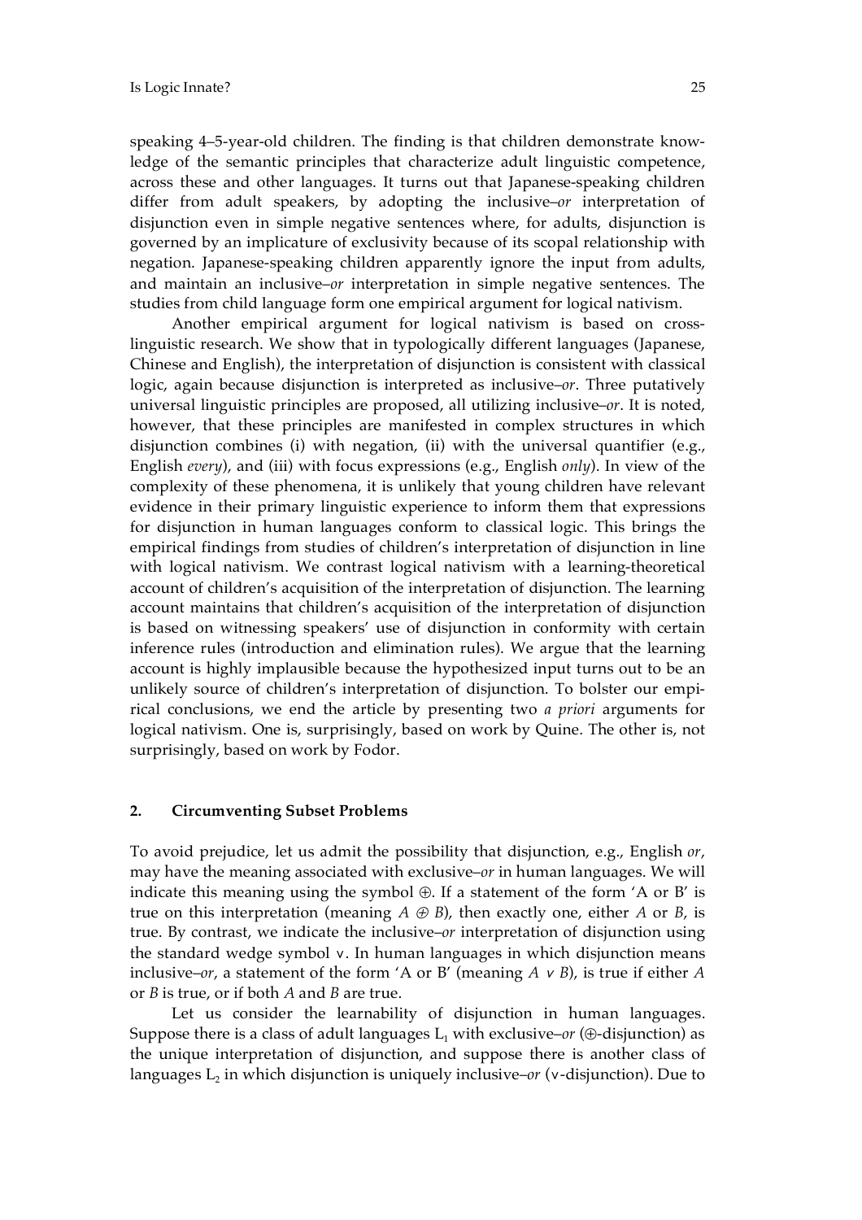speaking 4–5-year-old children. The finding is that children demonstrate knowledge of the semantic principles that characterize adult linguistic competence, across these and other languages. It turns out that Japanese-speaking children differ from adult speakers, by adopting the inclusive–*or* interpretation of disjunction even in simple negative sentences where, for adults, disjunction is governed by an implicature of exclusivity because of its scopal relationship with negation. Japanese-speaking children apparently ignore the input from adults, and maintain an inclusive–*or* interpretation in simple negative sentences. The studies from child language form one empirical argument for logical nativism.

Another empirical argument for logical nativism is based on cross-linguistic research. We show that in typologically different languages (Japanese, Chinese and English), the interpretation of disjunction is consistent with classical logic, again because disjunction is interpreted as inclusive–*or*. Three putatively universal linguistic principles are proposed, all utilizing inclusive–*or*. It is noted, however, that these principles are manifested in complex structures in which disjunction combines (i) with negation, (ii) with the universal quantifier (e.g., English *every*), and (iii) with focus expressions (e.g., English *only*). In view of the complexity of these phenomena, it is unlikely that young children have relevant evidence in their primary linguistic experience to inform them that expressions for disjunction in human languages conform to classical logic. This brings the empirical findings from studies of children's interpretation of disjunction in line with logical nativism. We contrast logical nativism with a learning-theoretical account of children's acquisition of the interpretation of disjunction. The learning account maintains that children's acquisition of the interpretation of disjunction is based on witnessing speakers' use of disjunction in conformity with certain inference rules (introduction and elimination rules). We argue that the learning account is highly implausible because the hypothesized input turns out to be an unlikely source of children's interpretation of disjunction. To bolster our empirical conclusions, we end the article by presenting two *a priori* arguments for logical nativism. One is, surprisingly, based on work by Quine. The other is, not surprisingly, based on work by Fodor.

## 2. Circumventing Subset Problems

To avoid prejudice, let us admit the possibility that disjunction, e.g., English *or*, may have the meaning associated with exclusive–*or* in human languages. We will indicate this meaning using the symbol $\oplus$. If a statement of the form 'A or B' is true on this interpretation (meaning $A \oplus B$), then exactly one, either $A$ or $B$, is true. By contrast, we indicate the inclusive–*or* interpretation of disjunction using the standard wedge symbol $\vee$. In human languages in which disjunction means inclusive–*or*, a statement of the form 'A or B' (meaning $A \vee B$), is true if either $A$ or $B$ is true, or if both $A$ and $B$ are true.

Let us consider the learnability of disjunction in human languages. Suppose there is a class of adult languages $L_1$ with exclusive–*or* ($\oplus$-disjunction) as the unique interpretation of disjunction, and suppose there is another class of languages $L_2$ in which disjunction is uniquely inclusive–*or* ($\vee$-disjunction). Due to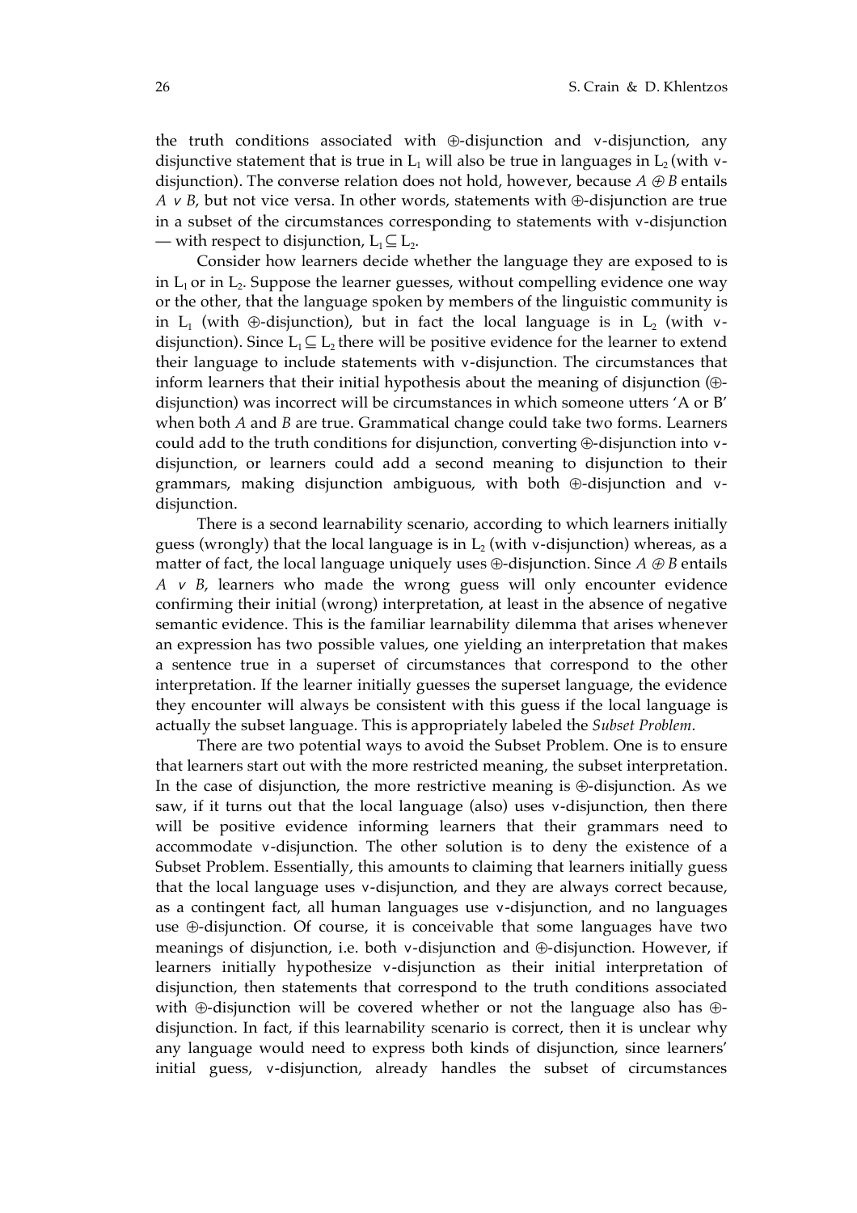the truth conditions associated with ⊕-disjunction and ∨-disjunction, any disjunctive statement that is true in $L_1$ will also be true in languages in $L_2$ (with ∨-disjunction). The converse relation does not hold, however, because $A \oplus B$ entails $A \vee B$, but not vice versa. In other words, statements with ⊕-disjunction are true in a subset of the circumstances corresponding to statements with ∨-disjunction — with respect to disjunction, $L_1 \subseteq L_2$.

Consider how learners decide whether the language they are exposed to is in $L_1$ or in $L_2$. Suppose the learner guesses, without compelling evidence one way or the other, that the language spoken by members of the linguistic community is in $L_1$ (with ⊕-disjunction), but in fact the local language is in $L_2$ (with ∨-disjunction). Since $L_1 \subseteq L_2$ there will be positive evidence for the learner to extend their language to include statements with ∨-disjunction. The circumstances that inform learners that their initial hypothesis about the meaning of disjunction (⊕-disjunction) was incorrect will be circumstances in which someone utters 'A or B' when both *A* and *B* are true. Grammatical change could take two forms. Learners could add to the truth conditions for disjunction, converting ⊕-disjunction into ∨-disjunction, or learners could add a second meaning to disjunction to their grammars, making disjunction ambiguous, with both ⊕-disjunction and ∨-disjunction.

There is a second learnability scenario, according to which learners initially guess (wrongly) that the local language is in $L_2$ (with ∨-disjunction) whereas, as a matter of fact, the local language uniquely uses ⊕-disjunction. Since $A \oplus B$ entails $A \vee B$, learners who made the wrong guess will only encounter evidence confirming their initial (wrong) interpretation, at least in the absence of negative semantic evidence. This is the familiar learnability dilemma that arises whenever an expression has two possible values, one yielding an interpretation that makes a sentence true in a superset of circumstances that correspond to the other interpretation. If the learner initially guesses the superset language, the evidence they encounter will always be consistent with this guess if the local language is actually the subset language. This is appropriately labeled the *Subset Problem*.

There are two potential ways to avoid the Subset Problem. One is to ensure that learners start out with the more restricted meaning, the subset interpretation. In the case of disjunction, the more restrictive meaning is ⊕-disjunction. As we saw, if it turns out that the local language (also) uses ∨-disjunction, then there will be positive evidence informing learners that their grammars need to accommodate ∨-disjunction. The other solution is to deny the existence of a Subset Problem. Essentially, this amounts to claiming that learners initially guess that the local language uses ∨-disjunction, and they are always correct because, as a contingent fact, all human languages use ∨-disjunction, and no languages use ⊕-disjunction. Of course, it is conceivable that some languages have two meanings of disjunction, i.e. both ∨-disjunction and ⊕-disjunction. However, if learners initially hypothesize ∨-disjunction as their initial interpretation of disjunction, then statements that correspond to the truth conditions associated with ⊕-disjunction will be covered whether or not the language also has ⊕-disjunction. In fact, if this learnability scenario is correct, then it is unclear why any language would need to express both kinds of disjunction, since learners' initial guess, ∨-disjunction, already handles the subset of circumstances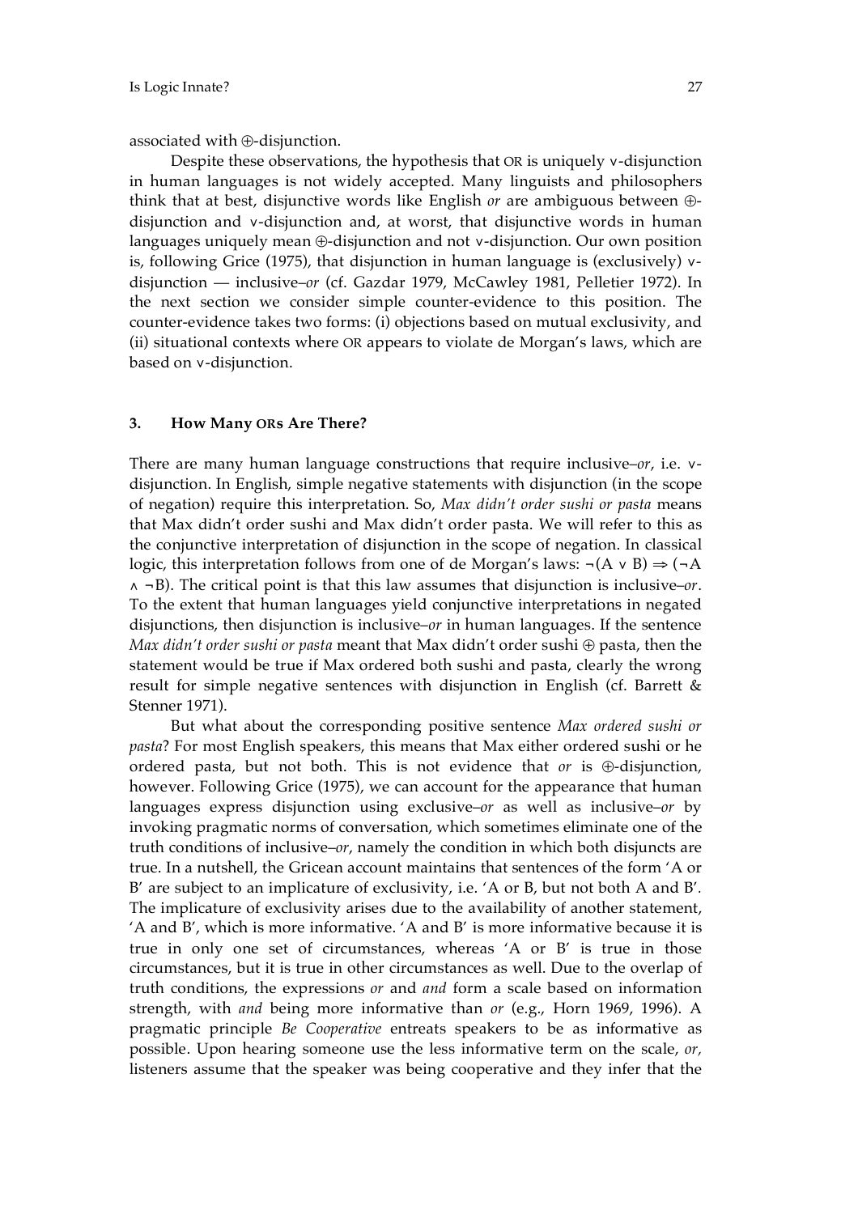associated with ⊕-disjunction.

Despite these observations, the hypothesis that OR is uniquely ∨-disjunction in human languages is not widely accepted. Many linguists and philosophers think that at best, disjunctive words like English *or* are ambiguous between ⊕-disjunction and ∨-disjunction and, at worst, that disjunctive words in human languages uniquely mean ⊕-disjunction and not ∨-disjunction. Our own position is, following Grice (1975), that disjunction in human language is (exclusively) ∨-disjunction — inclusive–*or* (cf. Gazdar 1979, McCawley 1981, Pelletier 1972). In the next section we consider simple counter-evidence to this position. The counter-evidence takes two forms: (i) objections based on mutual exclusivity, and (ii) situational contexts where OR appears to violate de Morgan's laws, which are based on ∨-disjunction.

## 3. How Many ORs Are There?

There are many human language constructions that require inclusive–*or*, i.e. ∨-disjunction. In English, simple negative statements with disjunction (in the scope of negation) require this interpretation. So, *Max didn't order sushi or pasta* means that Max didn't order sushi and Max didn't order pasta. We will refer to this as the conjunctive interpretation of disjunction in the scope of negation. In classical logic, this interpretation follows from one of de Morgan's laws: $\neg(A \vee B) \Rightarrow (\neg A \wedge \neg B)$. The critical point is that this law assumes that disjunction is inclusive–*or*. To the extent that human languages yield conjunctive interpretations in negated disjunctions, then disjunction is inclusive–*or* in human languages. If the sentence *Max didn't order sushi or pasta* meant that Max didn't order sushi ⊕ pasta, then the statement would be true if Max ordered both sushi and pasta, clearly the wrong result for simple negative sentences with disjunction in English (cf. Barrett & Stenner 1971).

But what about the corresponding positive sentence *Max ordered sushi or pasta*? For most English speakers, this means that Max either ordered sushi or he ordered pasta, but not both. This is not evidence that *or* is ⊕-disjunction, however. Following Grice (1975), we can account for the appearance that human languages express disjunction using exclusive–*or* as well as inclusive–*or* by invoking pragmatic norms of conversation, which sometimes eliminate one of the truth conditions of inclusive–*or*, namely the condition in which both disjuncts are true. In a nutshell, the Gricean account maintains that sentences of the form 'A or B' are subject to an implicature of exclusivity, i.e. 'A or B, but not both A and B'. The implicature of exclusivity arises due to the availability of another statement, 'A and B', which is more informative. 'A and B' is more informative because it is true in only one set of circumstances, whereas 'A or B' is true in those circumstances, but it is true in other circumstances as well. Due to the overlap of truth conditions, the expressions *or* and *and* form a scale based on information strength, with *and* being more informative than *or* (e.g., Horn 1969, 1996). A pragmatic principle *Be Cooperative* entreats speakers to be as informative as possible. Upon hearing someone use the less informative term on the scale, *or*, listeners assume that the speaker was being cooperative and they infer that the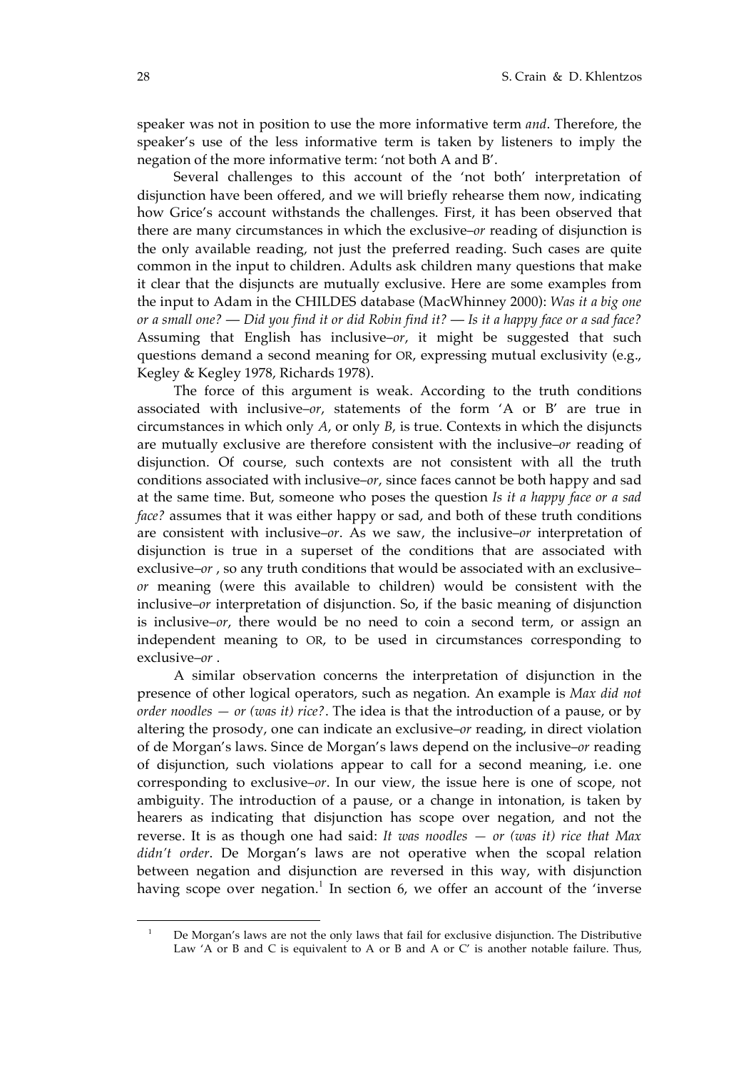speaker was not in position to use the more informative term *and*. Therefore, the speaker's use of the less informative term is taken by listeners to imply the negation of the more informative term: 'not both A and B'.

Several challenges to this account of the 'not both' interpretation of disjunction have been offered, and we will briefly rehearse them now, indicating how Grice's account withstands the challenges. First, it has been observed that there are many circumstances in which the exclusive–*or* reading of disjunction is the only available reading, not just the preferred reading. Such cases are quite common in the input to children. Adults ask children many questions that make it clear that the disjuncts are mutually exclusive. Here are some examples from the input to Adam in the CHILDES database (MacWhinney 2000): *Was it a big one or a small one? — Did you find it or did Robin find it? — Is it a happy face or a sad face?* Assuming that English has inclusive–*or*, it might be suggested that such questions demand a second meaning for OR, expressing mutual exclusivity (e.g., Kegley & Kegley 1978, Richards 1978).

The force of this argument is weak. According to the truth conditions associated with inclusive–*or*, statements of the form 'A or B' are true in circumstances in which only *A*, or only *B*, is true. Contexts in which the disjuncts are mutually exclusive are therefore consistent with the inclusive–*or* reading of disjunction. Of course, such contexts are not consistent with all the truth conditions associated with inclusive–*or*, since faces cannot be both happy and sad at the same time. But, someone who poses the question *Is it a happy face or a sad face?* assumes that it was either happy or sad, and both of these truth conditions are consistent with inclusive–*or*. As we saw, the inclusive–*or* interpretation of disjunction is true in a superset of the conditions that are associated with exclusive–*or* , so any truth conditions that would be associated with an exclusive–*or* meaning (were this available to children) would be consistent with the inclusive–*or* interpretation of disjunction. So, if the basic meaning of disjunction is inclusive–*or*, there would be no need to coin a second term, or assign an independent meaning to OR, to be used in circumstances corresponding to exclusive–*or* .

A similar observation concerns the interpretation of disjunction in the presence of other logical operators, such as negation. An example is *Max did not order noodles — or (was it) rice?*. The idea is that the introduction of a pause, or by altering the prosody, one can indicate an exclusive–*or* reading, in direct violation of de Morgan's laws. Since de Morgan's laws depend on the inclusive–*or* reading of disjunction, such violations appear to call for a second meaning, i.e. one corresponding to exclusive–*or*. In our view, the issue here is one of scope, not ambiguity. The introduction of a pause, or a change in intonation, is taken by hearers as indicating that disjunction has scope over negation, and not the reverse. It is as though one had said: *It was noodles — or (was it) rice that Max didn't order*. De Morgan's laws are not operative when the scopal relation between negation and disjunction are reversed in this way, with disjunction having scope over negation.[1] In section 6, we offer an account of the 'inverse

[1] De Morgan's laws are not the only laws that fail for exclusive disjunction. The Distributive Law 'A or B and C is equivalent to A or B and A or C' is another notable failure. Thus,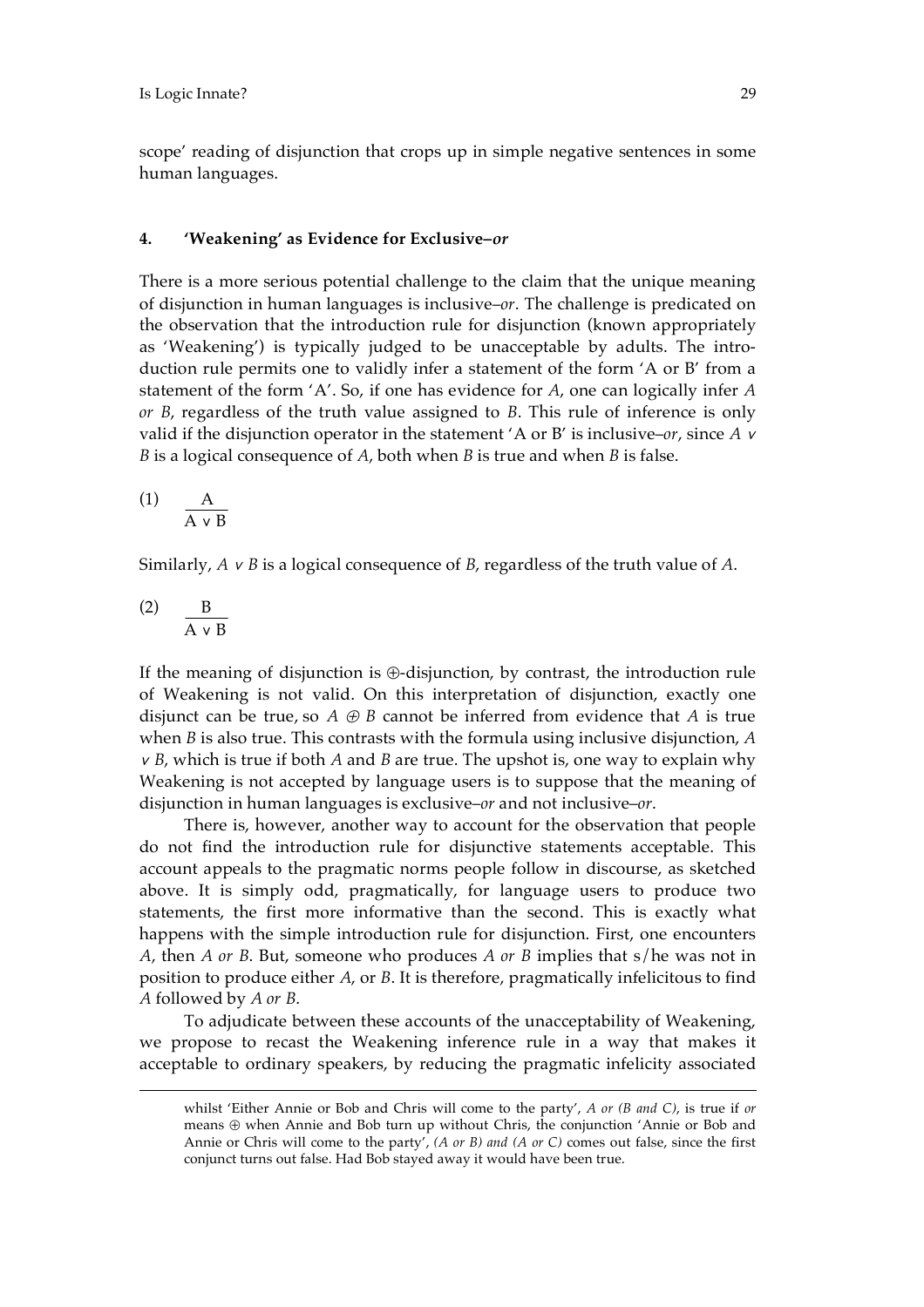scope' reading of disjunction that crops up in simple negative sentences in some human languages.

## 4. 'Weakening' as Evidence for Exclusive–*or*

There is a more serious potential challenge to the claim that the unique meaning of disjunction in human languages is inclusive–*or*. The challenge is predicated on the observation that the introduction rule for disjunction (known appropriately as 'Weakening') is typically judged to be unacceptable by adults. The introduction rule permits one to validly infer a statement of the form 'A or B' from a statement of the form 'A'. So, if one has evidence for *A*, one can logically infer *A or B*, regardless of the truth value assigned to *B*. This rule of inference is only valid if the disjunction operator in the statement 'A or B' is inclusive–*or*, since $A \vee B$ is a logical consequence of *A*, both when *B* is true and when *B* is false.

(1) $$\frac{A}{A \vee B}$$

Similarly, $A \vee B$ is a logical consequence of *B*, regardless of the truth value of *A*.

(2) $$\frac{B}{A \vee B}$$

If the meaning of disjunction is ⊕-disjunction, by contrast, the introduction rule of Weakening is not valid. On this interpretation of disjunction, exactly one disjunct can be true, so $A \oplus B$ cannot be inferred from evidence that *A* is true when *B* is also true. This contrasts with the formula using inclusive disjunction, $A \vee B$, which is true if both *A* and *B* are true. The upshot is, one way to explain why Weakening is not accepted by language users is to suppose that the meaning of disjunction in human languages is exclusive–*or* and not inclusive–*or*.

There is, however, another way to account for the observation that people do not find the introduction rule for disjunctive statements acceptable. This account appeals to the pragmatic norms people follow in discourse, as sketched above. It is simply odd, pragmatically, for language users to produce two statements, the first more informative than the second. This is exactly what happens with the simple introduction rule for disjunction. First, one encounters *A*, then *A or B*. But, someone who produces *A or B* implies that s/he was not in position to produce either *A*, or *B*. It is therefore, pragmatically infelicitous to find *A* followed by *A or B*.

To adjudicate between these accounts of the unacceptability of Weakening, we propose to recast the Weakening inference rule in a way that makes it acceptable to ordinary speakers, by reducing the pragmatic infelicity associated

---

whilst 'Either Annie or Bob and Chris will come to the party', *A or (B and C)*, is true if *or* means ⊕ when Annie and Bob turn up without Chris, the conjunction 'Annie or Bob and Annie or Chris will come to the party', *(A or B) and (A or C)* comes out false, since the first conjunct turns out false. Had Bob stayed away it would have been true.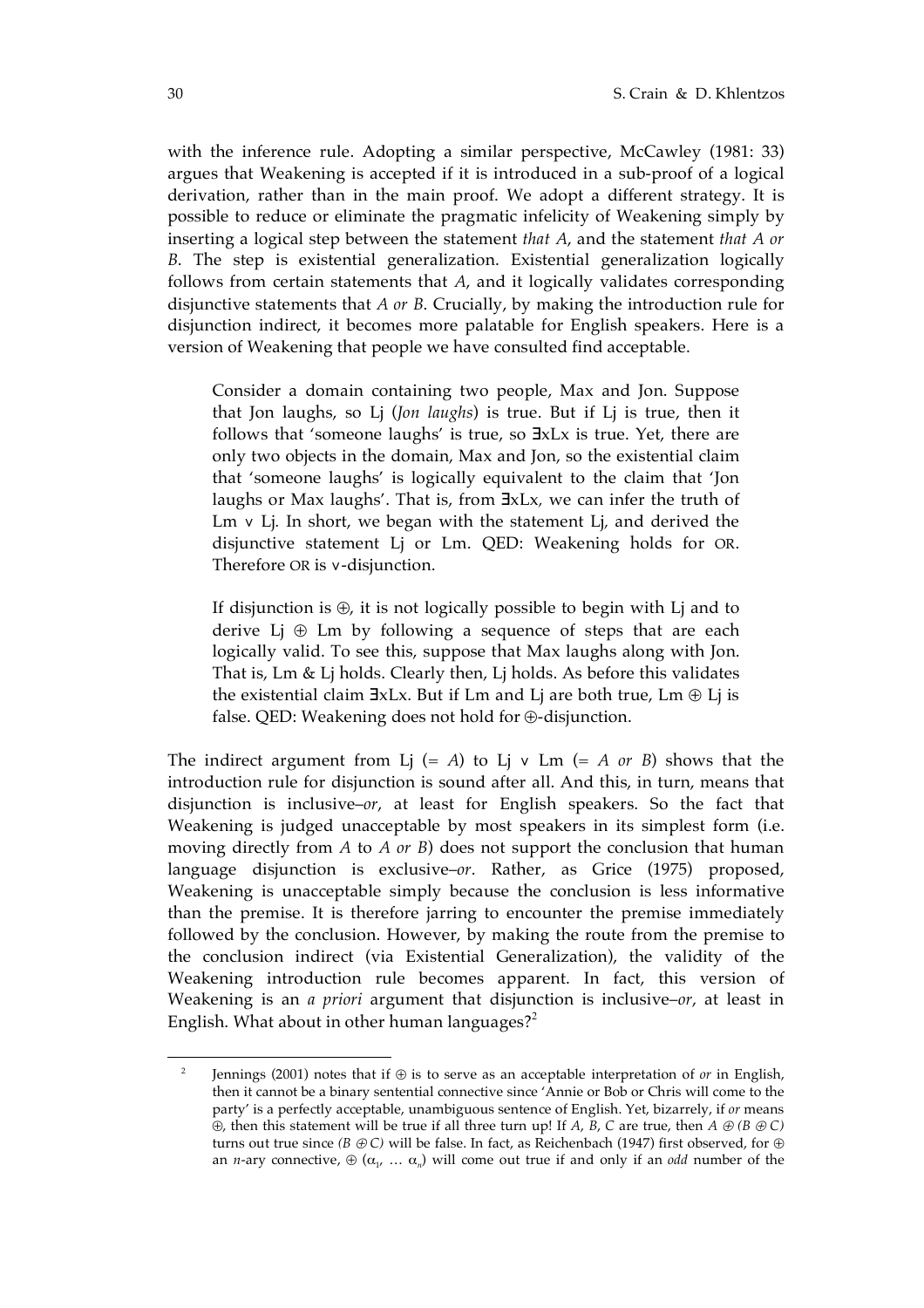with the inference rule. Adopting a similar perspective, McCawley (1981: 33) argues that Weakening is accepted if it is introduced in a sub-proof of a logical derivation, rather than in the main proof. We adopt a different strategy. It is possible to reduce or eliminate the pragmatic infelicity of Weakening simply by inserting a logical step between the statement *that A*, and the statement *that A or B*. The step is existential generalization. Existential generalization logically follows from certain statements that *A*, and it logically validates corresponding disjunctive statements that *A or B*. Crucially, by making the introduction rule for disjunction indirect, it becomes more palatable for English speakers. Here is a version of Weakening that people we have consulted find acceptable.

> Consider a domain containing two people, Max and Jon. Suppose that Jon laughs, so Lj (*Jon laughs*) is true. But if Lj is true, then it follows that 'someone laughs' is true, so ∃xLx is true. Yet, there are only two objects in the domain, Max and Jon, so the existential claim that 'someone laughs' is logically equivalent to the claim that 'Jon laughs or Max laughs'. That is, from ∃xLx, we can infer the truth of Lm ∨ Lj. In short, we began with the statement Lj, and derived the disjunctive statement Lj or Lm. QED: Weakening holds for OR. Therefore OR is ∨-disjunction.
>
> If disjunction is ⊕, it is not logically possible to begin with Lj and to derive Lj ⊕ Lm by following a sequence of steps that are each logically valid. To see this, suppose that Max laughs along with Jon. That is, Lm & Lj holds. Clearly then, Lj holds. As before this validates the existential claim ∃xLx. But if Lm and Lj are both true, Lm ⊕ Lj is false. QED: Weakening does not hold for ⊕-disjunction.

The indirect argument from Lj (= *A*) to Lj ∨ Lm (= *A or B*) shows that the introduction rule for disjunction is sound after all. And this, in turn, means that disjunction is inclusive–*or*, at least for English speakers. So the fact that Weakening is judged unacceptable by most speakers in its simplest form (i.e. moving directly from *A* to *A or B*) does not support the conclusion that human language disjunction is exclusive–*or*. Rather, as Grice (1975) proposed, Weakening is unacceptable simply because the conclusion is less informative than the premise. It is therefore jarring to encounter the premise immediately followed by the conclusion. However, by making the route from the premise to the conclusion indirect (via Existential Generalization), the validity of the Weakening introduction rule becomes apparent. In fact, this version of Weakening is an *a priori* argument that disjunction is inclusive–*or*, at least in English. What about in other human languages?[2]

---

[2] Jennings (2001) notes that if ⊕ is to serve as an acceptable interpretation of *or* in English, then it cannot be a binary sentential connective since 'Annie or Bob or Chris will come to the party' is a perfectly acceptable, unambiguous sentence of English. Yet, bizarrely, if *or* means ⊕, then this statement will be true if all three turn up! If *A*, *B*, *C* are true, then $A \oplus (B \oplus C)$ turns out true since $(B \oplus C)$ will be false. In fact, as Reichenbach (1947) first observed, for ⊕ an *n*-ary connective, $\oplus(\alpha_1, \ldots \alpha_n)$ will come out true if and only if an *odd* number of the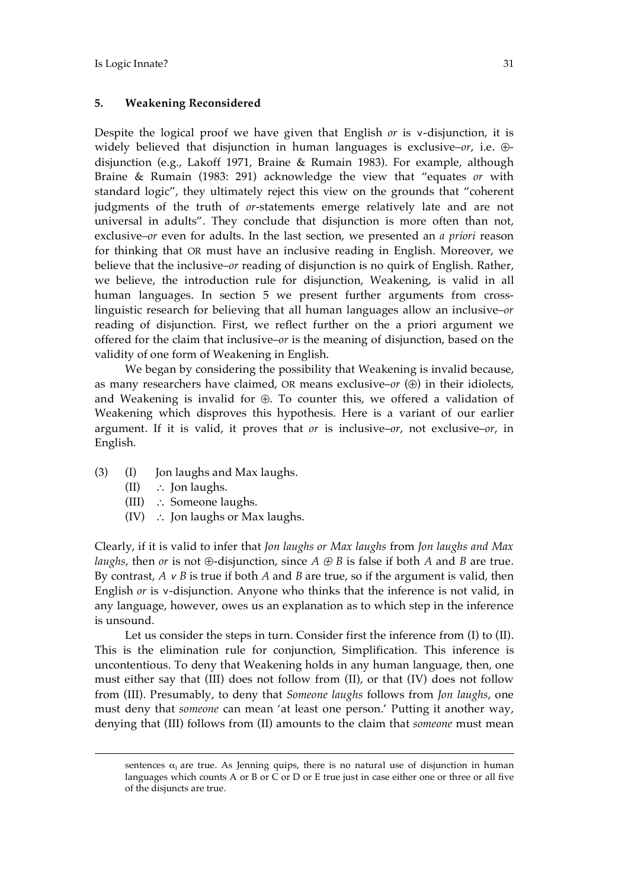### 5. Weakening Reconsidered

Despite the logical proof we have given that English *or* is ∨-disjunction, it is widely believed that disjunction in human languages is exclusive–*or*, i.e. ⊕-disjunction (e.g., Lakoff 1971, Braine & Rumain 1983). For example, although Braine & Rumain (1983: 291) acknowledge the view that "equates *or* with standard logic", they ultimately reject this view on the grounds that "coherent judgments of the truth of *or*-statements emerge relatively late and are not universal in adults". They conclude that disjunction is more often than not, exclusive–*or* even for adults. In the last section, we presented an *a priori* reason for thinking that OR must have an inclusive reading in English. Moreover, we believe that the inclusive–*or* reading of disjunction is no quirk of English. Rather, we believe, the introduction rule for disjunction, Weakening, is valid in all human languages. In section 5 we present further arguments from cross-linguistic research for believing that all human languages allow an inclusive–*or* reading of disjunction. First, we reflect further on the a priori argument we offered for the claim that inclusive–*or* is the meaning of disjunction, based on the validity of one form of Weakening in English.

We began by considering the possibility that Weakening is invalid because, as many researchers have claimed, OR means exclusive–*or* (⊕) in their idiolects, and Weakening is invalid for ⊕. To counter this, we offered a validation of Weakening which disproves this hypothesis. Here is a variant of our earlier argument. If it is valid, it proves that *or* is inclusive–*or*, not exclusive–*or*, in English.

(3) (I) Jon laughs and Max laughs.
  (II) ∴ Jon laughs.
  (III) ∴ Someone laughs.
  (IV) ∴ Jon laughs or Max laughs.

Clearly, if it is valid to infer that *Jon laughs or Max laughs* from *Jon laughs and Max laughs*, then *or* is not ⊕-disjunction, since $A \oplus B$ is false if both *A* and *B* are true. By contrast, $A \vee B$ is true if both *A* and *B* are true, so if the argument is valid, then English *or* is ∨-disjunction. Anyone who thinks that the inference is not valid, in any language, however, owes us an explanation as to which step in the inference is unsound.

Let us consider the steps in turn. Consider first the inference from (I) to (II). This is the elimination rule for conjunction, Simplification. This inference is uncontentious. To deny that Weakening holds in any human language, then, one must either say that (III) does not follow from (II), or that (IV) does not follow from (III). Presumably, to deny that *Someone laughs* follows from *Jon laughs*, one must deny that *someone* can mean 'at least one person.' Putting it another way, denying that (III) follows from (II) amounts to the claim that *someone* must mean

sentences $\alpha_i$ are true. As Jenning quips, there is no natural use of disjunction in human languages which counts A or B or C or D or E true just in case either one or three or all five of the disjuncts are true.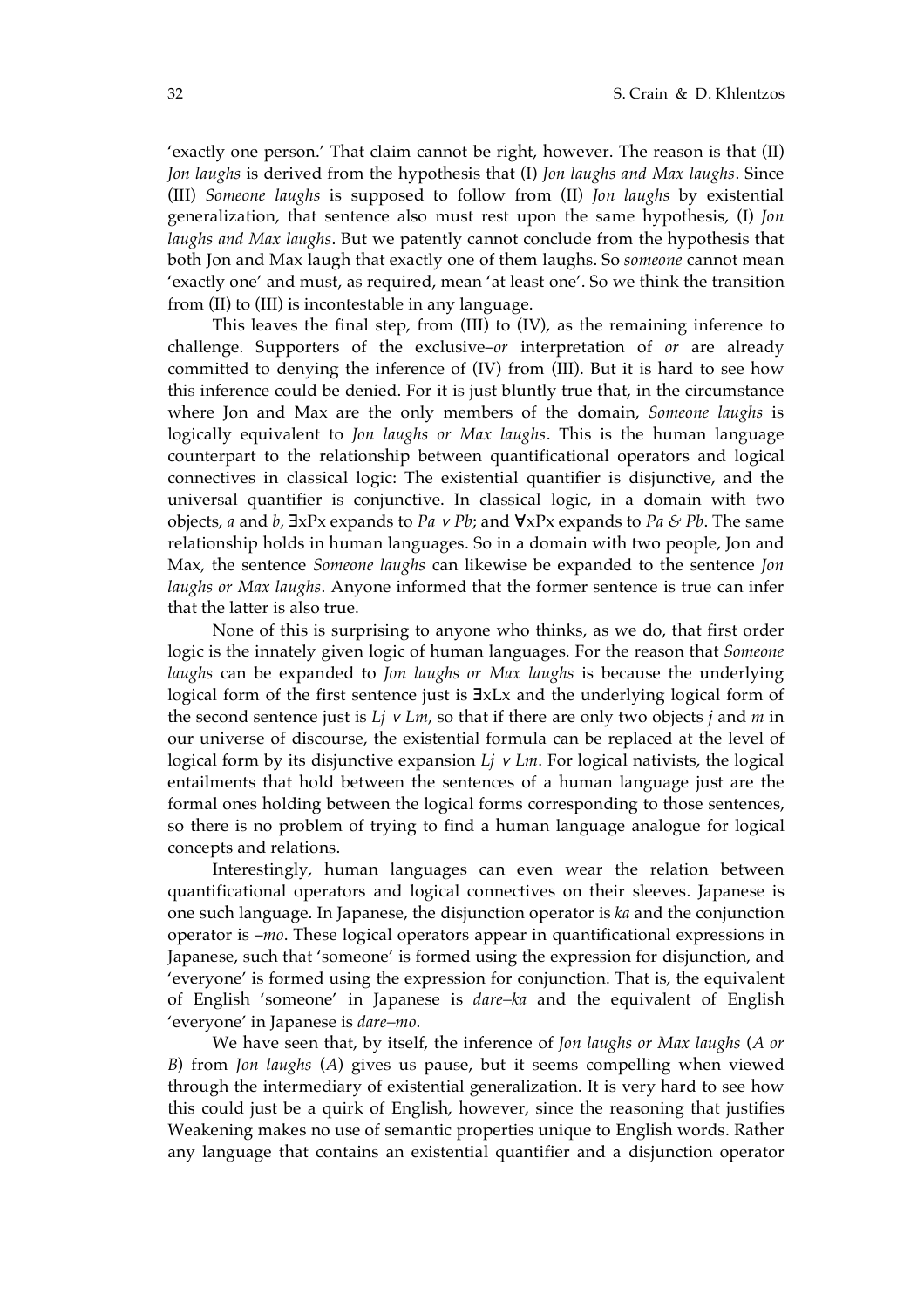'exactly one person.' That claim cannot be right, however. The reason is that (II) *Jon laughs* is derived from the hypothesis that (I) *Jon laughs and Max laughs*. Since (III) *Someone laughs* is supposed to follow from (II) *Jon laughs* by existential generalization, that sentence also must rest upon the same hypothesis, (I) *Jon laughs and Max laughs*. But we patently cannot conclude from the hypothesis that both Jon and Max laugh that exactly one of them laughs. So *someone* cannot mean 'exactly one' and must, as required, mean 'at least one'. So we think the transition from (II) to (III) is incontestable in any language.

This leaves the final step, from (III) to (IV), as the remaining inference to challenge. Supporters of the exclusive–*or* interpretation of *or* are already committed to denying the inference of (IV) from (III). But it is hard to see how this inference could be denied. For it is just bluntly true that, in the circumstance where Jon and Max are the only members of the domain, *Someone laughs* is logically equivalent to *Jon laughs or Max laughs*. This is the human language counterpart to the relationship between quantificational operators and logical connectives in classical logic: The existential quantifier is disjunctive, and the universal quantifier is conjunctive. In classical logic, in a domain with two objects, *a* and *b*, $\exists xPx$ expands to $Pa \vee Pb$; and $\forall xPx$ expands to $Pa \;\&\; Pb$. The same relationship holds in human languages. So in a domain with two people, Jon and Max, the sentence *Someone laughs* can likewise be expanded to the sentence *Jon laughs or Max laughs*. Anyone informed that the former sentence is true can infer that the latter is also true.

None of this is surprising to anyone who thinks, as we do, that first order logic is the innately given logic of human languages. For the reason that *Someone laughs* can be expanded to *Jon laughs or Max laughs* is because the underlying logical form of the first sentence just is $\exists xLx$ and the underlying logical form of the second sentence just is $Lj \vee Lm$, so that if there are only two objects $j$ and $m$ in our universe of discourse, the existential formula can be replaced at the level of logical form by its disjunctive expansion $Lj \vee Lm$. For logical nativists, the logical entailments that hold between the sentences of a human language just are the formal ones holding between the logical forms corresponding to those sentences, so there is no problem of trying to find a human language analogue for logical concepts and relations.

Interestingly, human languages can even wear the relation between quantificational operators and logical connectives on their sleeves. Japanese is one such language. In Japanese, the disjunction operator is *ka* and the conjunction operator is *–mo*. These logical operators appear in quantificational expressions in Japanese, such that 'someone' is formed using the expression for disjunction, and 'everyone' is formed using the expression for conjunction. That is, the equivalent of English 'someone' in Japanese is *dare–ka* and the equivalent of English 'everyone' in Japanese is *dare–mo*.

We have seen that, by itself, the inference of *Jon laughs or Max laughs* (*A or B*) from *Jon laughs* (*A*) gives us pause, but it seems compelling when viewed through the intermediary of existential generalization. It is very hard to see how this could just be a quirk of English, however, since the reasoning that justifies Weakening makes no use of semantic properties unique to English words. Rather any language that contains an existential quantifier and a disjunction operator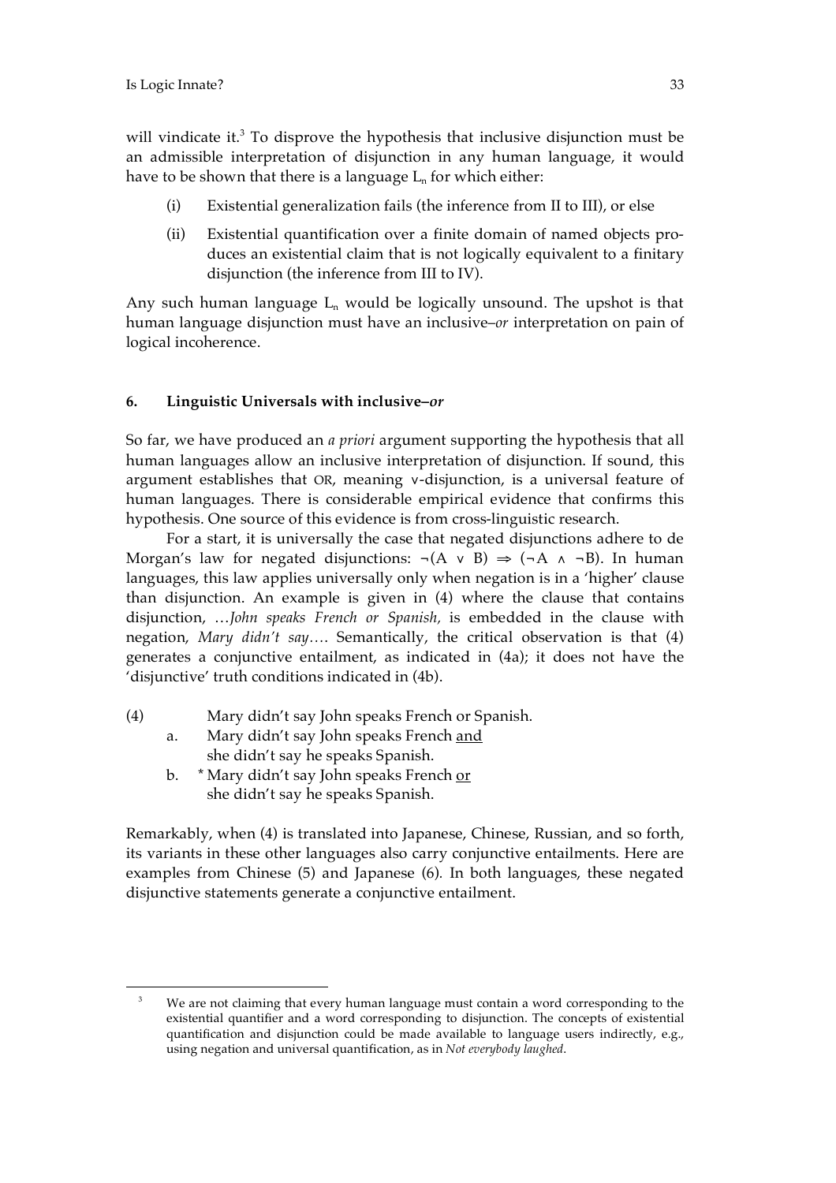will vindicate it.[3] To disprove the hypothesis that inclusive disjunction must be an admissible interpretation of disjunction in any human language, it would have to be shown that there is a language $L_n$ for which either:

(i) Existential generalization fails (the inference from II to III), or else

(ii) Existential quantification over a finite domain of named objects produces an existential claim that is not logically equivalent to a finitary disjunction (the inference from III to IV).

Any such human language $L_n$ would be logically unsound. The upshot is that human language disjunction must have an inclusive–*or* interpretation on pain of logical incoherence.

## 6. Linguistic Universals with inclusive–*or*

So far, we have produced an *a priori* argument supporting the hypothesis that all human languages allow an inclusive interpretation of disjunction. If sound, this argument establishes that OR, meaning $\vee$-disjunction, is a universal feature of human languages. There is considerable empirical evidence that confirms this hypothesis. One source of this evidence is from cross-linguistic research.

For a start, it is universally the case that negated disjunctions adhere to de Morgan's law for negated disjunctions: $\neg(A \vee B) \Rightarrow (\neg A \wedge \neg B)$. In human languages, this law applies universally only when negation is in a 'higher' clause than disjunction. An example is given in (4) where the clause that contains disjunction, …*John speaks French or Spanish,* is embedded in the clause with negation, *Mary didn't say*…. Semantically, the critical observation is that (4) generates a conjunctive entailment, as indicated in (4a); it does not have the 'disjunctive' truth conditions indicated in (4b).

(4) Mary didn't say John speaks French or Spanish.

a. Mary didn't say John speaks French <u>and</u> she didn't say he speaks Spanish.

b. * Mary didn't say John speaks French <u>or</u> she didn't say he speaks Spanish.

Remarkably, when (4) is translated into Japanese, Chinese, Russian, and so forth, its variants in these other languages also carry conjunctive entailments. Here are examples from Chinese (5) and Japanese (6). In both languages, these negated disjunctive statements generate a conjunctive entailment.

---

[3] We are not claiming that every human language must contain a word corresponding to the existential quantifier and a word corresponding to disjunction. The concepts of existential quantification and disjunction could be made available to language users indirectly, e.g., using negation and universal quantification, as in *Not everybody laughed.*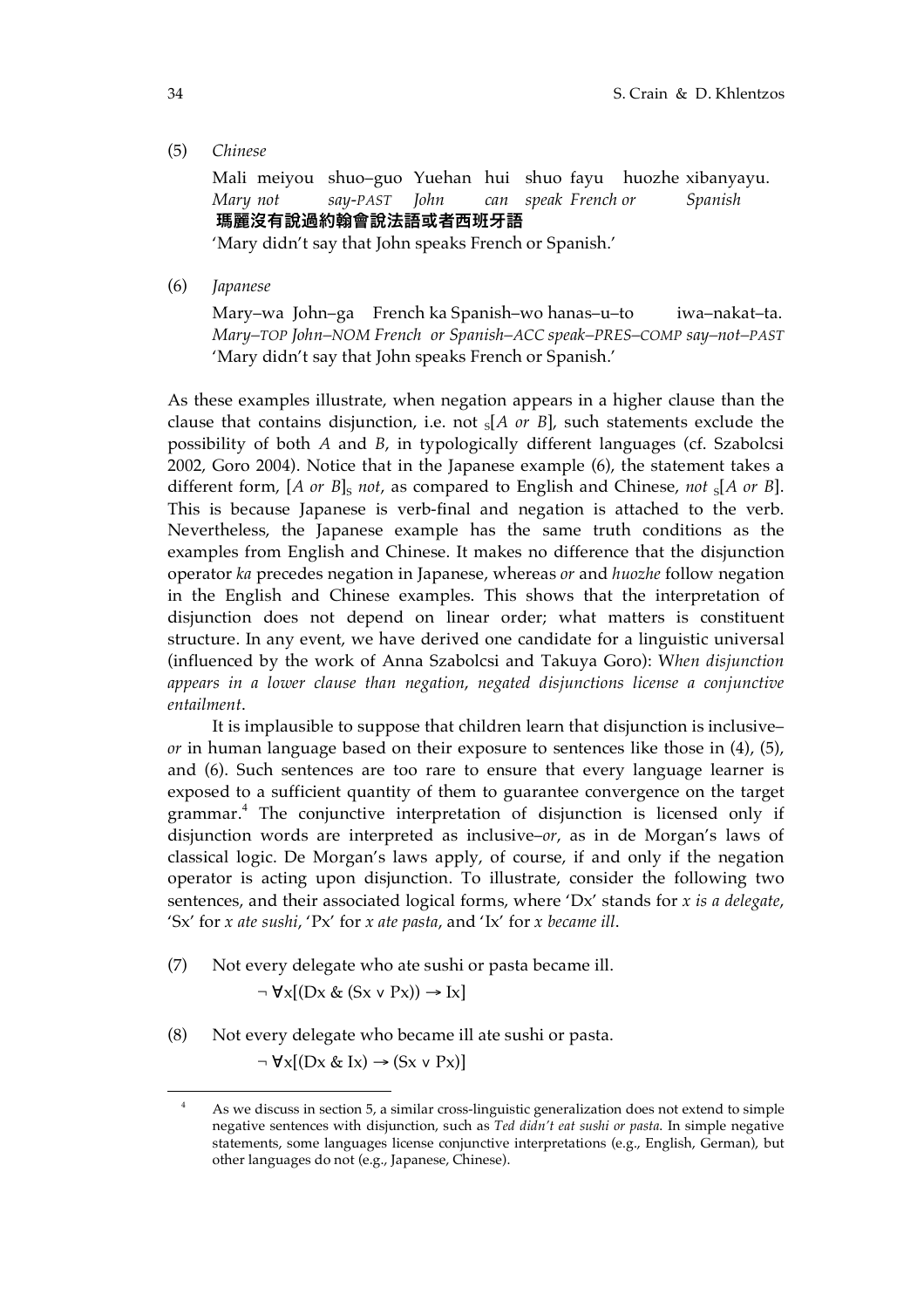(5) *Chinese*

Mali meiyou shuo–guo Yuehan hui shuo fayu huozhe xibanyayu.
*Mary not say-PAST John can speak French or Spanish*
**瑪麗沒有說過約翰會說法語或者西班牙語**
'Mary didn't say that John speaks French or Spanish.'

(6) *Japanese*

Mary–wa John–ga French ka Spanish–wo hanas–u–to iwa–nakat–ta.
*Mary–TOP John–NOM French or Spanish–ACC speak–PRES–COMP say–not–PAST*
'Mary didn't say that John speaks French or Spanish.'

As these examples illustrate, when negation appears in a higher clause than the clause that contains disjunction, i.e. not $_S$[*A or B*], such statements exclude the possibility of both *A* and *B*, in typologically different languages (cf. Szabolcsi 2002, Goro 2004). Notice that in the Japanese example (6), the statement takes a different form, [*A or B*]$_S$ *not*, as compared to English and Chinese, *not* $_S$[*A or B*]. This is because Japanese is verb-final and negation is attached to the verb. Nevertheless, the Japanese example has the same truth conditions as the examples from English and Chinese. It makes no difference that the disjunction operator *ka* precedes negation in Japanese, whereas *or* and *huozhe* follow negation in the English and Chinese examples. This shows that the interpretation of disjunction does not depend on linear order; what matters is constituent structure. In any event, we have derived one candidate for a linguistic universal (influenced by the work of Anna Szabolcsi and Takuya Goro): *When disjunction appears in a lower clause than negation, negated disjunctions license a conjunctive entailment*.

It is implausible to suppose that children learn that disjunction is inclusive–*or* in human language based on their exposure to sentences like those in (4), (5), and (6). Such sentences are too rare to ensure that every language learner is exposed to a sufficient quantity of them to guarantee convergence on the target grammar.[4] The conjunctive interpretation of disjunction is licensed only if disjunction words are interpreted as inclusive–*or*, as in de Morgan's laws of classical logic. De Morgan's laws apply, of course, if and only if the negation operator is acting upon disjunction. To illustrate, consider the following two sentences, and their associated logical forms, where 'Dx' stands for *x is a delegate*, 'Sx' for *x ate sushi*, 'Px' for *x ate pasta*, and 'Ix' for *x became ill*.

(7) Not every delegate who ate sushi or pasta became ill.

$$\neg \forall x[(Dx \; \& \; (Sx \vee Px)) \rightarrow Ix]$$

(8) Not every delegate who became ill ate sushi or pasta.

$$\neg \forall x[(Dx \; \& \; Ix) \rightarrow (Sx \vee Px)]$$

[4] As we discuss in section 5, a similar cross-linguistic generalization does not extend to simple negative sentences with disjunction, such as *Ted didn't eat sushi or pasta*. In simple negative statements, some languages license conjunctive interpretations (e.g., English, German), but other languages do not (e.g., Japanese, Chinese).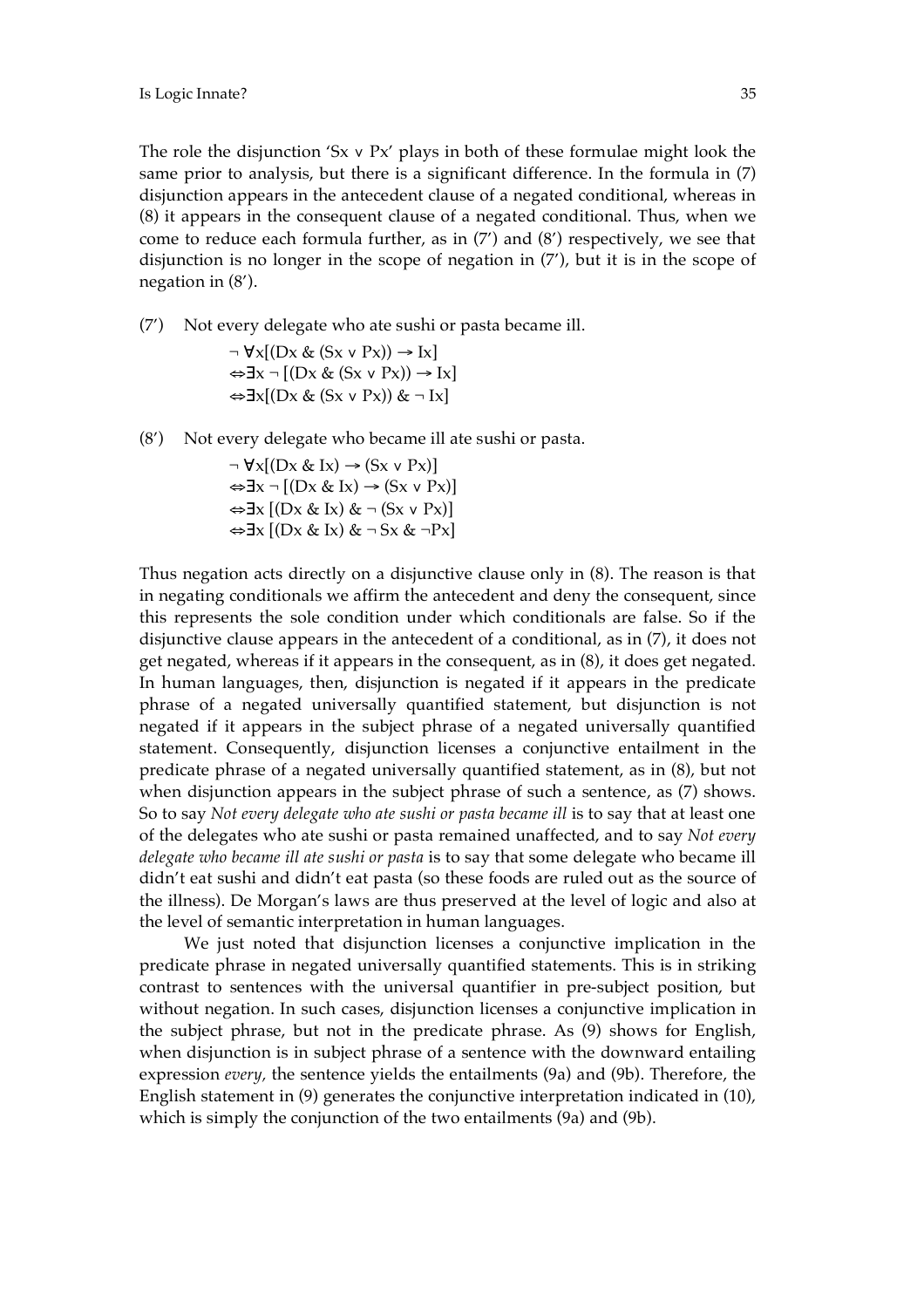The role the disjunction 'Sx ∨ Px' plays in both of these formulae might look the same prior to analysis, but there is a significant difference. In the formula in (7) disjunction appears in the antecedent clause of a negated conditional, whereas in (8) it appears in the consequent clause of a negated conditional. Thus, when we come to reduce each formula further, as in (7′) and (8′) respectively, we see that disjunction is no longer in the scope of negation in (7′), but it is in the scope of negation in (8′).

(7′) Not every delegate who ate sushi or pasta became ill.

$$\neg \forall x[(Dx \,\&\, (Sx \vee Px)) \rightarrow Ix]$$
$$\Leftrightarrow \exists x \neg [(Dx \,\&\, (Sx \vee Px)) \rightarrow Ix]$$
$$\Leftrightarrow \exists x[(Dx \,\&\, (Sx \vee Px)) \,\&\, \neg Ix]$$

(8′) Not every delegate who became ill ate sushi or pasta.

$$\neg \forall x[(Dx \,\&\, Ix) \rightarrow (Sx \vee Px)]$$
$$\Leftrightarrow \exists x \neg [(Dx \,\&\, Ix) \rightarrow (Sx \vee Px)]$$
$$\Leftrightarrow \exists x [(Dx \,\&\, Ix) \,\&\, \neg (Sx \vee Px)]$$
$$\Leftrightarrow \exists x [(Dx \,\&\, Ix) \,\&\, \neg Sx \,\&\, \neg Px]$$

Thus negation acts directly on a disjunctive clause only in (8). The reason is that in negating conditionals we affirm the antecedent and deny the consequent, since this represents the sole condition under which conditionals are false. So if the disjunctive clause appears in the antecedent of a conditional, as in (7), it does not get negated, whereas if it appears in the consequent, as in (8), it does get negated. In human languages, then, disjunction is negated if it appears in the predicate phrase of a negated universally quantified statement, but disjunction is not negated if it appears in the subject phrase of a negated universally quantified statement. Consequently, disjunction licenses a conjunctive entailment in the predicate phrase of a negated universally quantified statement, as in (8), but not when disjunction appears in the subject phrase of such a sentence, as (7) shows. So to say *Not every delegate who ate sushi or pasta became ill* is to say that at least one of the delegates who ate sushi or pasta remained unaffected, and to say *Not every delegate who became ill ate sushi or pasta* is to say that some delegate who became ill didn't eat sushi and didn't eat pasta (so these foods are ruled out as the source of the illness). De Morgan's laws are thus preserved at the level of logic and also at the level of semantic interpretation in human languages.

We just noted that disjunction licenses a conjunctive implication in the predicate phrase in negated universally quantified statements. This is in striking contrast to sentences with the universal quantifier in pre-subject position, but without negation. In such cases, disjunction licenses a conjunctive implication in the subject phrase, but not in the predicate phrase. As (9) shows for English, when disjunction is in subject phrase of a sentence with the downward entailing expression *every,* the sentence yields the entailments (9a) and (9b). Therefore, the English statement in (9) generates the conjunctive interpretation indicated in (10), which is simply the conjunction of the two entailments (9a) and (9b).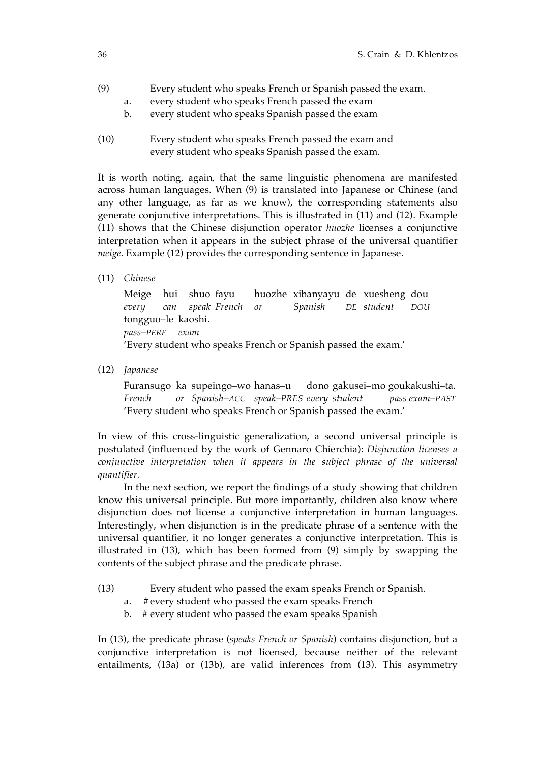(9) Every student who speaks French or Spanish passed the exam.
  a. every student who speaks French passed the exam
  b. every student who speaks Spanish passed the exam

(10) Every student who speaks French passed the exam and
  every student who speaks Spanish passed the exam.

It is worth noting, again, that the same linguistic phenomena are manifested across human languages. When (9) is translated into Japanese or Chinese (and any other language, as far as we know), the corresponding statements also generate conjunctive interpretations. This is illustrated in (11) and (12). Example (11) shows that the Chinese disjunction operator *huozhe* licenses a conjunctive interpretation when it appears in the subject phrase of the universal quantifier *meige*. Example (12) provides the corresponding sentence in Japanese.

(11) *Chinese*

Meige hui shuo fayu huozhe xibanyayu de xuesheng dou
*every can speak French or Spanish* DE *student* DOU
tongguo–le kaoshi.
*pass–*PERF *exam*
'Every student who speaks French or Spanish passed the exam.'

(12) *Japanese*

Furansugo ka supeingo–wo hanas–u dono gakusei–mo goukakushi–ta.
*French or Spanish–*ACC *speak–*PRES *every student pass exam–*PAST
'Every student who speaks French or Spanish passed the exam.'

In view of this cross-linguistic generalization, a second universal principle is postulated (influenced by the work of Gennaro Chierchia): *Disjunction licenses a conjunctive interpretation when it appears in the subject phrase of the universal quantifier.*

In the next section, we report the findings of a study showing that children know this universal principle. But more importantly, children also know where disjunction does not license a conjunctive interpretation in human languages. Interestingly, when disjunction is in the predicate phrase of a sentence with the universal quantifier, it no longer generates a conjunctive interpretation. This is illustrated in (13), which has been formed from (9) simply by swapping the contents of the subject phrase and the predicate phrase.

(13) Every student who passed the exam speaks French or Spanish.
  a. # every student who passed the exam speaks French
  b. # every student who passed the exam speaks Spanish

In (13), the predicate phrase (*speaks French or Spanish*) contains disjunction, but a conjunctive interpretation is not licensed, because neither of the relevant entailments, (13a) or (13b), are valid inferences from (13). This asymmetry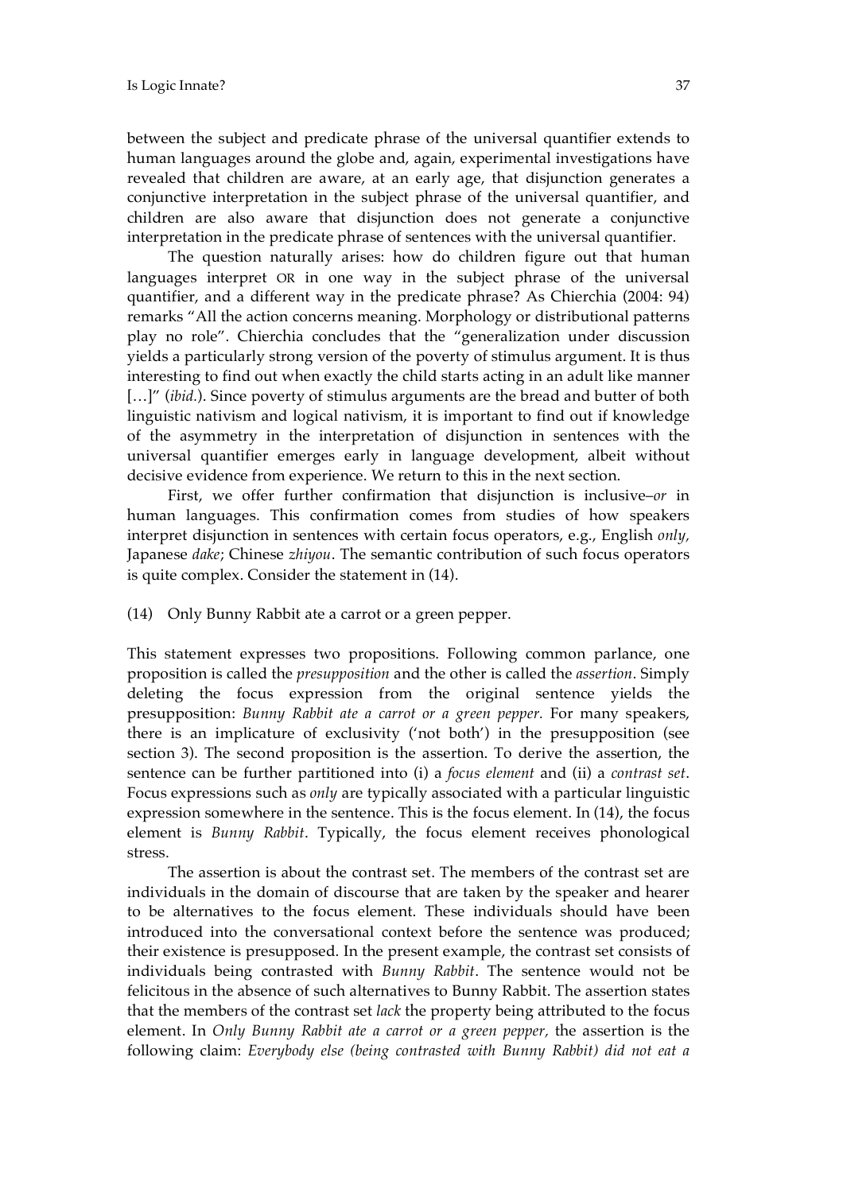between the subject and predicate phrase of the universal quantifier extends to human languages around the globe and, again, experimental investigations have revealed that children are aware, at an early age, that disjunction generates a conjunctive interpretation in the subject phrase of the universal quantifier, and children are also aware that disjunction does not generate a conjunctive interpretation in the predicate phrase of sentences with the universal quantifier.

The question naturally arises: how do children figure out that human languages interpret OR in one way in the subject phrase of the universal quantifier, and a different way in the predicate phrase? As Chierchia (2004: 94) remarks "All the action concerns meaning. Morphology or distributional patterns play no role". Chierchia concludes that the "generalization under discussion yields a particularly strong version of the poverty of stimulus argument. It is thus interesting to find out when exactly the child starts acting in an adult like manner […]" (*ibid.*). Since poverty of stimulus arguments are the bread and butter of both linguistic nativism and logical nativism, it is important to find out if knowledge of the asymmetry in the interpretation of disjunction in sentences with the universal quantifier emerges early in language development, albeit without decisive evidence from experience. We return to this in the next section.

First, we offer further confirmation that disjunction is inclusive–*or* in human languages. This confirmation comes from studies of how speakers interpret disjunction in sentences with certain focus operators, e.g., English *only,* Japanese *dake*; Chinese *zhiyou*. The semantic contribution of such focus operators is quite complex. Consider the statement in (14).

(14) Only Bunny Rabbit ate a carrot or a green pepper.

This statement expresses two propositions. Following common parlance, one proposition is called the *presupposition* and the other is called the *assertion*. Simply deleting the focus expression from the original sentence yields the presupposition: *Bunny Rabbit ate a carrot or a green pepper.* For many speakers, there is an implicature of exclusivity ('not both') in the presupposition (see section 3). The second proposition is the assertion. To derive the assertion, the sentence can be further partitioned into (i) a *focus element* and (ii) a *contrast set*. Focus expressions such as *only* are typically associated with a particular linguistic expression somewhere in the sentence. This is the focus element. In (14), the focus element is *Bunny Rabbit*. Typically, the focus element receives phonological stress.

The assertion is about the contrast set. The members of the contrast set are individuals in the domain of discourse that are taken by the speaker and hearer to be alternatives to the focus element. These individuals should have been introduced into the conversational context before the sentence was produced; their existence is presupposed. In the present example, the contrast set consists of individuals being contrasted with *Bunny Rabbit*. The sentence would not be felicitous in the absence of such alternatives to Bunny Rabbit. The assertion states that the members of the contrast set *lack* the property being attributed to the focus element. In *Only Bunny Rabbit ate a carrot or a green pepper,* the assertion is the following claim: *Everybody else (being contrasted with Bunny Rabbit) did not eat a*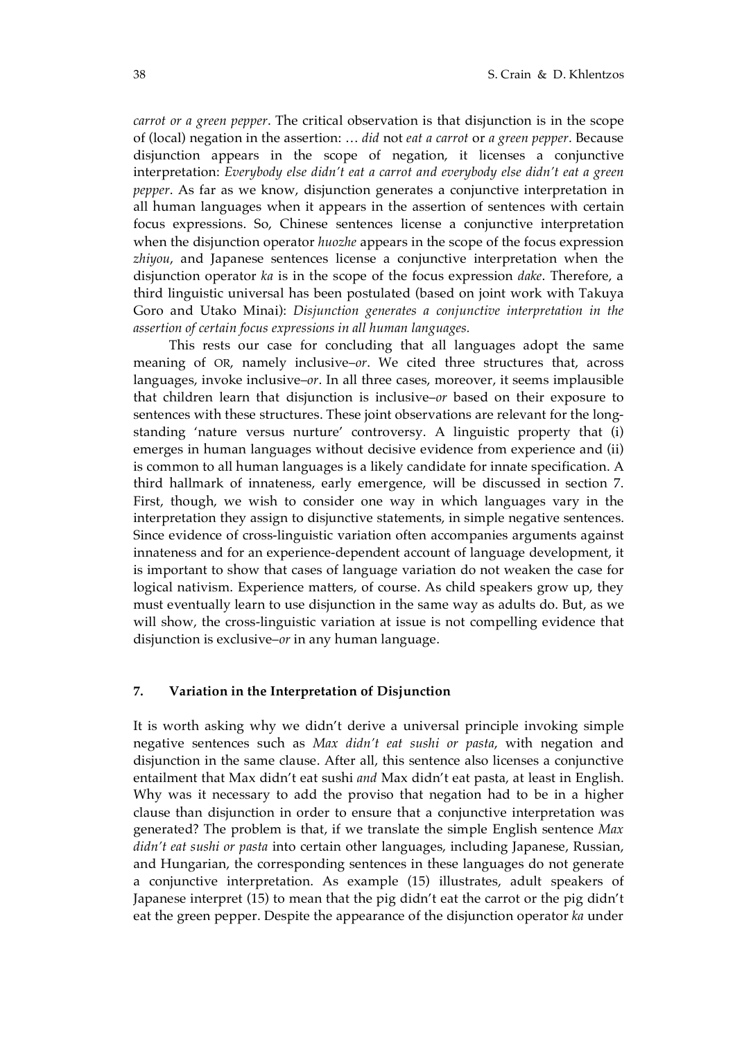*carrot or a green pepper*. The critical observation is that disjunction is in the scope of (local) negation in the assertion: … *did* not *eat a carrot* or *a green pepper*. Because disjunction appears in the scope of negation, it licenses a conjunctive interpretation: *Everybody else didn't eat a carrot and everybody else didn't eat a green pepper*. As far as we know, disjunction generates a conjunctive interpretation in all human languages when it appears in the assertion of sentences with certain focus expressions. So, Chinese sentences license a conjunctive interpretation when the disjunction operator *huozhe* appears in the scope of the focus expression *zhiyou*, and Japanese sentences license a conjunctive interpretation when the disjunction operator *ka* is in the scope of the focus expression *dake*. Therefore, a third linguistic universal has been postulated (based on joint work with Takuya Goro and Utako Minai): *Disjunction generates a conjunctive interpretation in the assertion of certain focus expressions in all human languages.*

This rests our case for concluding that all languages adopt the same meaning of OR, namely inclusive–*or*. We cited three structures that, across languages, invoke inclusive–*or*. In all three cases, moreover, it seems implausible that children learn that disjunction is inclusive–*or* based on their exposure to sentences with these structures. These joint observations are relevant for the long-standing 'nature versus nurture' controversy. A linguistic property that (i) emerges in human languages without decisive evidence from experience and (ii) is common to all human languages is a likely candidate for innate specification. A third hallmark of innateness, early emergence, will be discussed in section 7. First, though, we wish to consider one way in which languages vary in the interpretation they assign to disjunctive statements, in simple negative sentences. Since evidence of cross-linguistic variation often accompanies arguments against innateness and for an experience-dependent account of language development, it is important to show that cases of language variation do not weaken the case for logical nativism. Experience matters, of course. As child speakers grow up, they must eventually learn to use disjunction in the same way as adults do. But, as we will show, the cross-linguistic variation at issue is not compelling evidence that disjunction is exclusive–*or* in any human language.

## 7. Variation in the Interpretation of Disjunction

It is worth asking why we didn't derive a universal principle invoking simple negative sentences such as *Max didn't eat sushi or pasta*, with negation and disjunction in the same clause. After all, this sentence also licenses a conjunctive entailment that Max didn't eat sushi *and* Max didn't eat pasta, at least in English. Why was it necessary to add the proviso that negation had to be in a higher clause than disjunction in order to ensure that a conjunctive interpretation was generated? The problem is that, if we translate the simple English sentence *Max didn't eat sushi or pasta* into certain other languages, including Japanese, Russian, and Hungarian, the corresponding sentences in these languages do not generate a conjunctive interpretation. As example (15) illustrates, adult speakers of Japanese interpret (15) to mean that the pig didn't eat the carrot or the pig didn't eat the green pepper. Despite the appearance of the disjunction operator *ka* under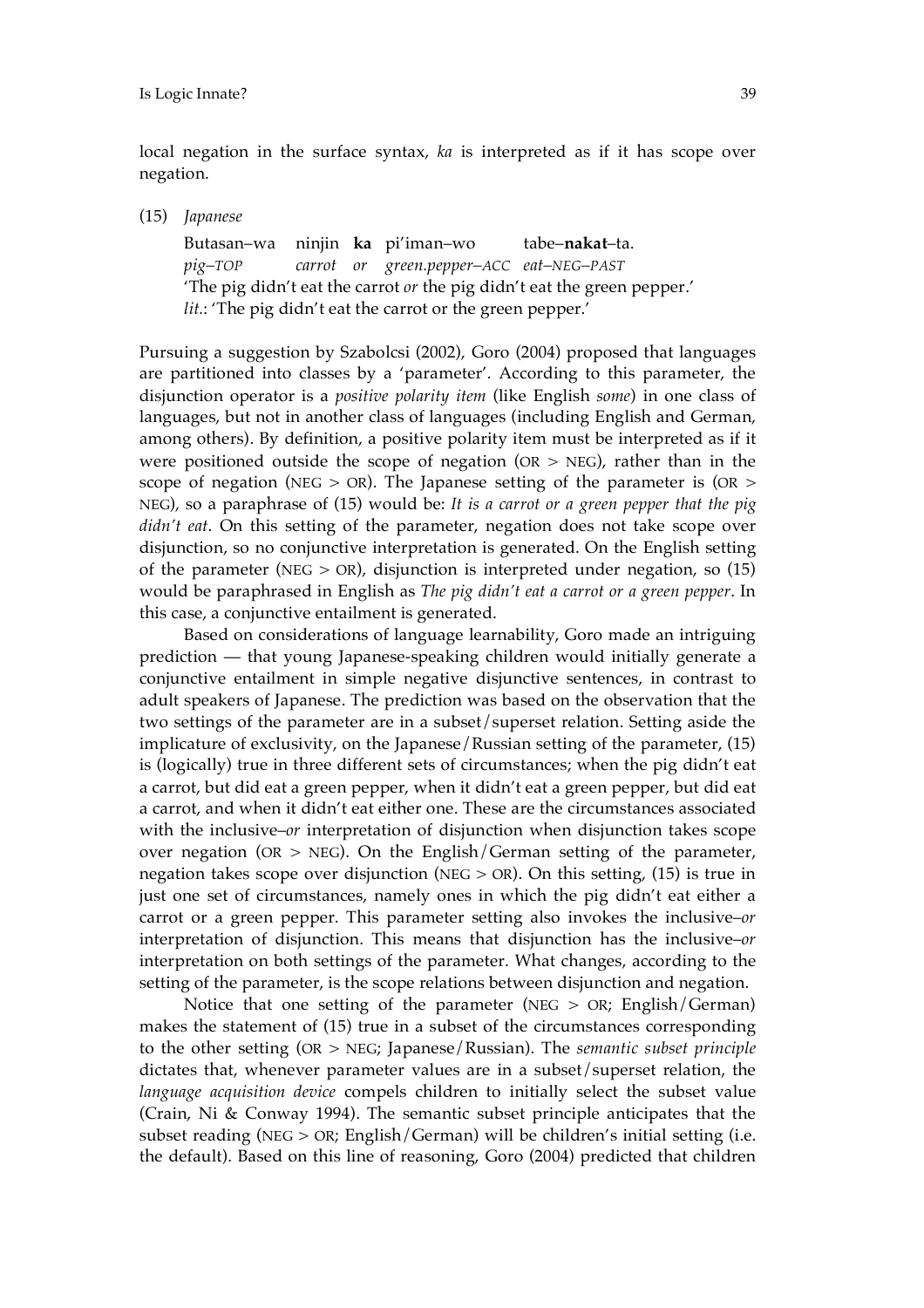local negation in the surface syntax, *ka* is interpreted as if it has scope over negation.

(15) *Japanese*

Butasan–wa ninjin **ka** pi'iman–wo tabe–**nakat**–ta.
*pig–TOP carrot or green.pepper–ACC eat–NEG–PAST*
'The pig didn't eat the carrot *or* the pig didn't eat the green pepper.'
*lit.*: 'The pig didn't eat the carrot or the green pepper.'

Pursuing a suggestion by Szabolcsi (2002), Goro (2004) proposed that languages are partitioned into classes by a 'parameter'. According to this parameter, the disjunction operator is a *positive polarity item* (like English *some*) in one class of languages, but not in another class of languages (including English and German, among others). By definition, a positive polarity item must be interpreted as if it were positioned outside the scope of negation (OR > NEG), rather than in the scope of negation (NEG > OR). The Japanese setting of the parameter is (OR > NEG), so a paraphrase of (15) would be: *It is a carrot or a green pepper that the pig didn't eat*. On this setting of the parameter, negation does not take scope over disjunction, so no conjunctive interpretation is generated. On the English setting of the parameter (NEG > OR), disjunction is interpreted under negation, so (15) would be paraphrased in English as *The pig didn't eat a carrot or a green pepper*. In this case, a conjunctive entailment is generated.

Based on considerations of language learnability, Goro made an intriguing prediction — that young Japanese-speaking children would initially generate a conjunctive entailment in simple negative disjunctive sentences, in contrast to adult speakers of Japanese. The prediction was based on the observation that the two settings of the parameter are in a subset/superset relation. Setting aside the implicature of exclusivity, on the Japanese/Russian setting of the parameter, (15) is (logically) true in three different sets of circumstances; when the pig didn't eat a carrot, but did eat a green pepper, when it didn't eat a green pepper, but did eat a carrot, and when it didn't eat either one. These are the circumstances associated with the inclusive–*or* interpretation of disjunction when disjunction takes scope over negation (OR > NEG). On the English/German setting of the parameter, negation takes scope over disjunction (NEG > OR). On this setting, (15) is true in just one set of circumstances, namely ones in which the pig didn't eat either a carrot or a green pepper. This parameter setting also invokes the inclusive–*or* interpretation of disjunction. This means that disjunction has the inclusive–*or* interpretation on both settings of the parameter. What changes, according to the setting of the parameter, is the scope relations between disjunction and negation.

Notice that one setting of the parameter (NEG > OR; English/German) makes the statement of (15) true in a subset of the circumstances corresponding to the other setting (OR > NEG; Japanese/Russian). The *semantic subset principle* dictates that, whenever parameter values are in a subset/superset relation, the *language acquisition device* compels children to initially select the subset value (Crain, Ni & Conway 1994). The semantic subset principle anticipates that the subset reading (NEG > OR; English/German) will be children's initial setting (i.e. the default). Based on this line of reasoning, Goro (2004) predicted that children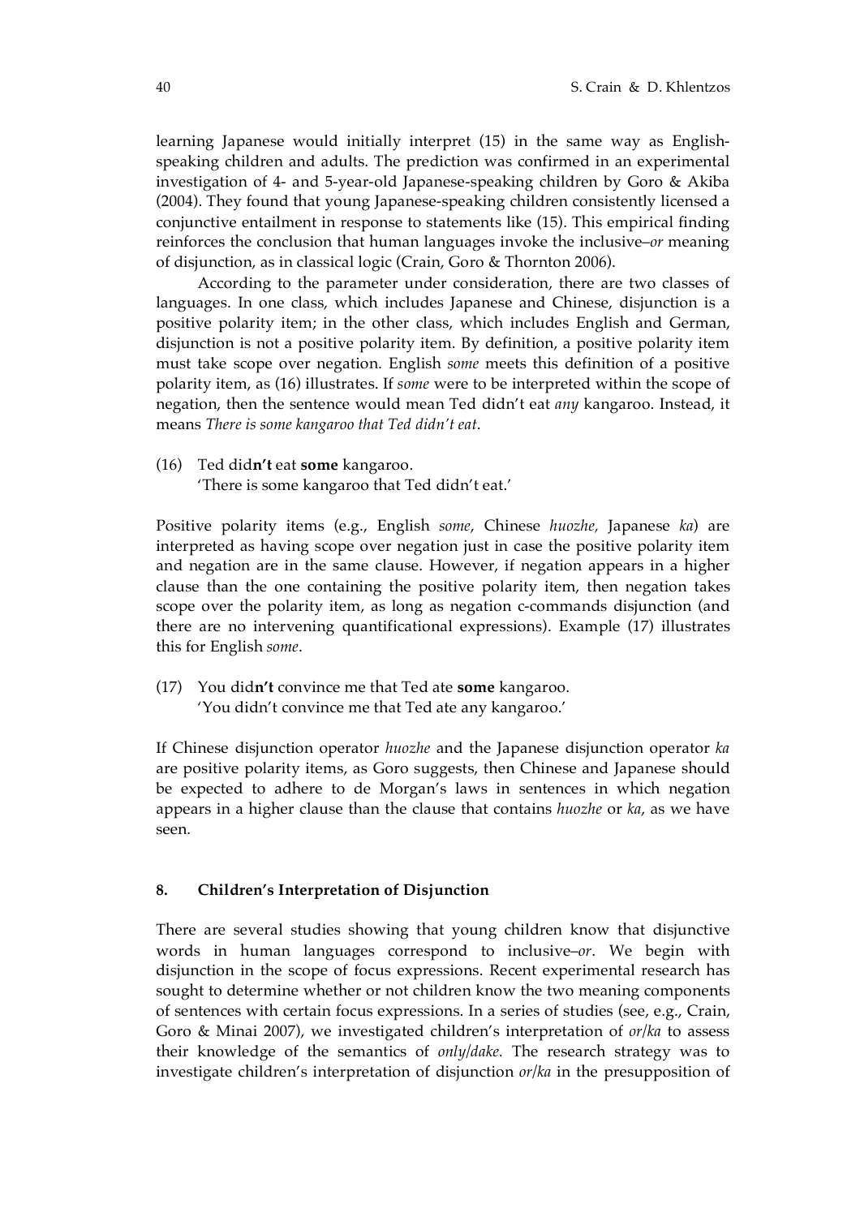learning Japanese would initially interpret (15) in the same way as English-speaking children and adults. The prediction was confirmed in an experimental investigation of 4- and 5-year-old Japanese-speaking children by Goro & Akiba (2004). They found that young Japanese-speaking children consistently licensed a conjunctive entailment in response to statements like (15). This empirical finding reinforces the conclusion that human languages invoke the inclusive–*or* meaning of disjunction, as in classical logic (Crain, Goro & Thornton 2006).

According to the parameter under consideration, there are two classes of languages. In one class, which includes Japanese and Chinese, disjunction is a positive polarity item; in the other class, which includes English and German, disjunction is not a positive polarity item. By definition, a positive polarity item must take scope over negation. English *some* meets this definition of a positive polarity item, as (16) illustrates. If *some* were to be interpreted within the scope of negation, then the sentence would mean Ted didn't eat *any* kangaroo. Instead, it means *There is some kangaroo that Ted didn't eat*.

(16) Ted did**n't** eat **some** kangaroo.
'There is some kangaroo that Ted didn't eat.'

Positive polarity items (e.g., English *some*, Chinese *huozhe,* Japanese *ka*) are interpreted as having scope over negation just in case the positive polarity item and negation are in the same clause. However, if negation appears in a higher clause than the one containing the positive polarity item, then negation takes scope over the polarity item, as long as negation c-commands disjunction (and there are no intervening quantificational expressions). Example (17) illustrates this for English *some*.

(17) You did**n't** convince me that Ted ate **some** kangaroo.
'You didn't convince me that Ted ate any kangaroo.'

If Chinese disjunction operator *huozhe* and the Japanese disjunction operator *ka* are positive polarity items, as Goro suggests, then Chinese and Japanese should be expected to adhere to de Morgan's laws in sentences in which negation appears in a higher clause than the clause that contains *huozhe* or *ka*, as we have seen.

## 8. Children's Interpretation of Disjunction

There are several studies showing that young children know that disjunctive words in human languages correspond to inclusive–*or*. We begin with disjunction in the scope of focus expressions. Recent experimental research has sought to determine whether or not children know the two meaning components of sentences with certain focus expressions. In a series of studies (see, e.g., Crain, Goro & Minai 2007), we investigated children's interpretation of *or/ka* to assess their knowledge of the semantics of *only/dake.* The research strategy was to investigate children's interpretation of disjunction *or/ka* in the presupposition of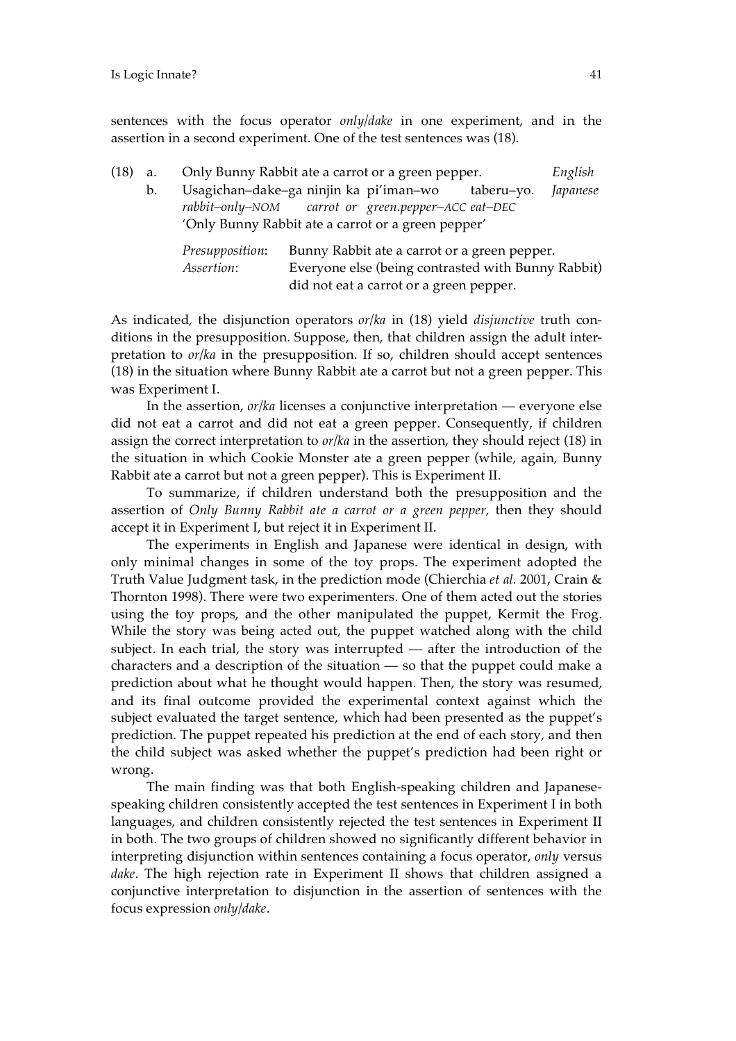sentences with the focus operator *only/dake* in one experiment, and in the assertion in a second experiment. One of the test sentences was (18).

(18) a. Only Bunny Rabbit ate a carrot or a green pepper. *English*

b. Usagichan–dake–ga ninjin ka pi'iman–wo taberu–yo. *Japanese*
*rabbit–only–NOM carrot or green.pepper–ACC eat–DEC*
'Only Bunny Rabbit ate a carrot or a green pepper'

*Presupposition*: Bunny Rabbit ate a carrot or a green pepper.
*Assertion*: Everyone else (being contrasted with Bunny Rabbit) did not eat a carrot or a green pepper.

As indicated, the disjunction operators *or/ka* in (18) yield *disjunctive* truth conditions in the presupposition. Suppose, then, that children assign the adult interpretation to *or/ka* in the presupposition. If so, children should accept sentences (18) in the situation where Bunny Rabbit ate a carrot but not a green pepper. This was Experiment I.

In the assertion, *or/ka* licenses a conjunctive interpretation — everyone else did not eat a carrot and did not eat a green pepper. Consequently, if children assign the correct interpretation to *or/ka* in the assertion, they should reject (18) in the situation in which Cookie Monster ate a green pepper (while, again, Bunny Rabbit ate a carrot but not a green pepper). This is Experiment II.

To summarize, if children understand both the presupposition and the assertion of *Only Bunny Rabbit ate a carrot or a green pepper*, then they should accept it in Experiment I, but reject it in Experiment II.

The experiments in English and Japanese were identical in design, with only minimal changes in some of the toy props. The experiment adopted the Truth Value Judgment task, in the prediction mode (Chierchia *et al.* 2001, Crain & Thornton 1998). There were two experimenters. One of them acted out the stories using the toy props, and the other manipulated the puppet, Kermit the Frog. While the story was being acted out, the puppet watched along with the child subject. In each trial, the story was interrupted — after the introduction of the characters and a description of the situation — so that the puppet could make a prediction about what he thought would happen. Then, the story was resumed, and its final outcome provided the experimental context against which the subject evaluated the target sentence, which had been presented as the puppet's prediction. The puppet repeated his prediction at the end of each story, and then the child subject was asked whether the puppet's prediction had been right or wrong.

The main finding was that both English-speaking children and Japanese-speaking children consistently accepted the test sentences in Experiment I in both languages, and children consistently rejected the test sentences in Experiment II in both. The two groups of children showed no significantly different behavior in interpreting disjunction within sentences containing a focus operator, *only* versus *dake*. The high rejection rate in Experiment II shows that children assigned a conjunctive interpretation to disjunction in the assertion of sentences with the focus expression *only/dake*.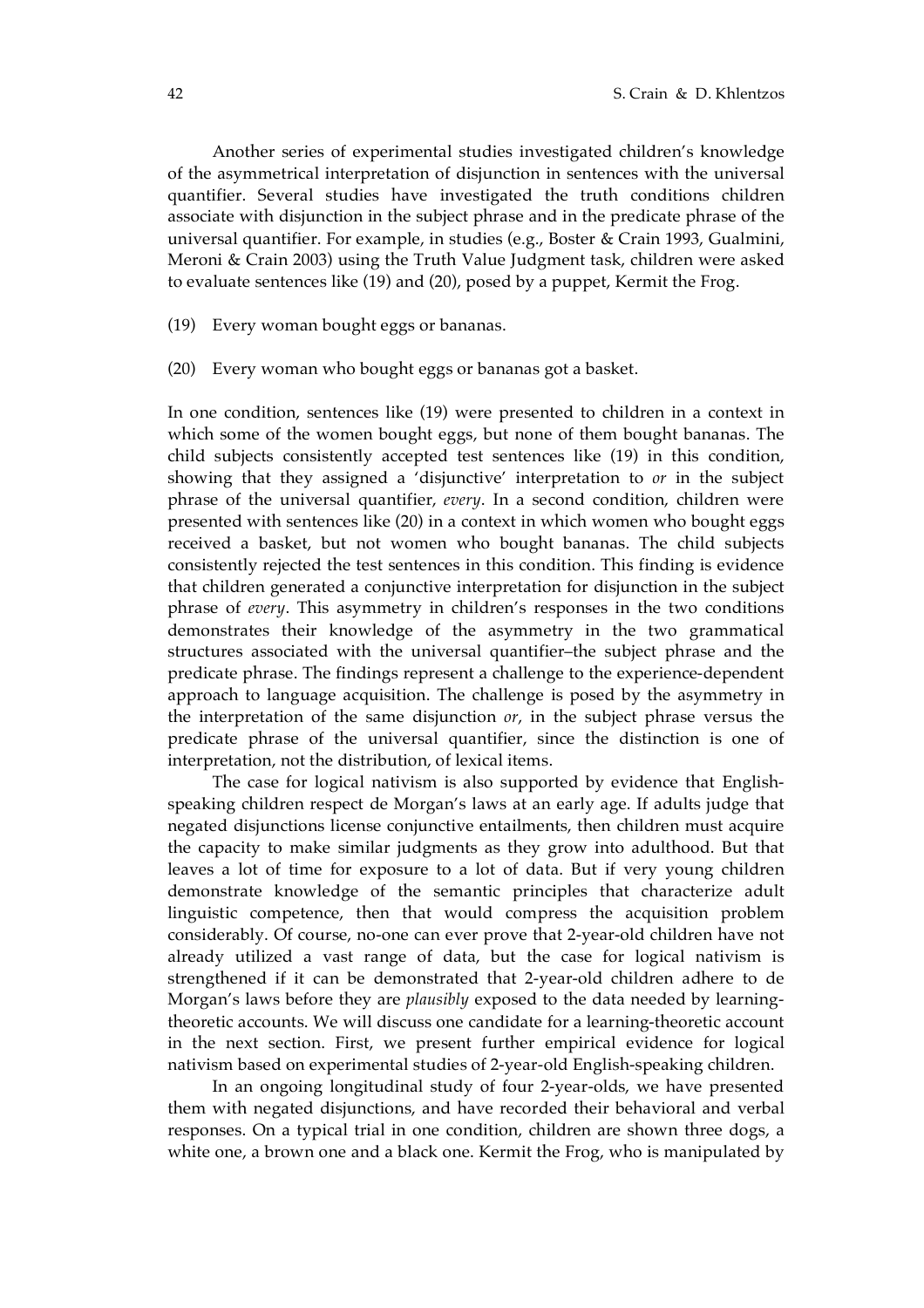Another series of experimental studies investigated children's knowledge of the asymmetrical interpretation of disjunction in sentences with the universal quantifier. Several studies have investigated the truth conditions children associate with disjunction in the subject phrase and in the predicate phrase of the universal quantifier. For example, in studies (e.g., Boster & Crain 1993, Gualmini, Meroni & Crain 2003) using the Truth Value Judgment task, children were asked to evaluate sentences like (19) and (20), posed by a puppet, Kermit the Frog.

(19) Every woman bought eggs or bananas.

(20) Every woman who bought eggs or bananas got a basket.

In one condition, sentences like (19) were presented to children in a context in which some of the women bought eggs, but none of them bought bananas. The child subjects consistently accepted test sentences like (19) in this condition, showing that they assigned a 'disjunctive' interpretation to *or* in the subject phrase of the universal quantifier, *every*. In a second condition, children were presented with sentences like (20) in a context in which women who bought eggs received a basket, but not women who bought bananas. The child subjects consistently rejected the test sentences in this condition. This finding is evidence that children generated a conjunctive interpretation for disjunction in the subject phrase of *every*. This asymmetry in children's responses in the two conditions demonstrates their knowledge of the asymmetry in the two grammatical structures associated with the universal quantifier–the subject phrase and the predicate phrase. The findings represent a challenge to the experience-dependent approach to language acquisition. The challenge is posed by the asymmetry in the interpretation of the same disjunction *or*, in the subject phrase versus the predicate phrase of the universal quantifier, since the distinction is one of interpretation, not the distribution, of lexical items.

The case for logical nativism is also supported by evidence that English-speaking children respect de Morgan's laws at an early age. If adults judge that negated disjunctions license conjunctive entailments, then children must acquire the capacity to make similar judgments as they grow into adulthood. But that leaves a lot of time for exposure to a lot of data. But if very young children demonstrate knowledge of the semantic principles that characterize adult linguistic competence, then that would compress the acquisition problem considerably. Of course, no-one can ever prove that 2-year-old children have not already utilized a vast range of data, but the case for logical nativism is strengthened if it can be demonstrated that 2-year-old children adhere to de Morgan's laws before they are *plausibly* exposed to the data needed by learning-theoretic accounts. We will discuss one candidate for a learning-theoretic account in the next section. First, we present further empirical evidence for logical nativism based on experimental studies of 2-year-old English-speaking children.

In an ongoing longitudinal study of four 2-year-olds, we have presented them with negated disjunctions, and have recorded their behavioral and verbal responses. On a typical trial in one condition, children are shown three dogs, a white one, a brown one and a black one. Kermit the Frog, who is manipulated by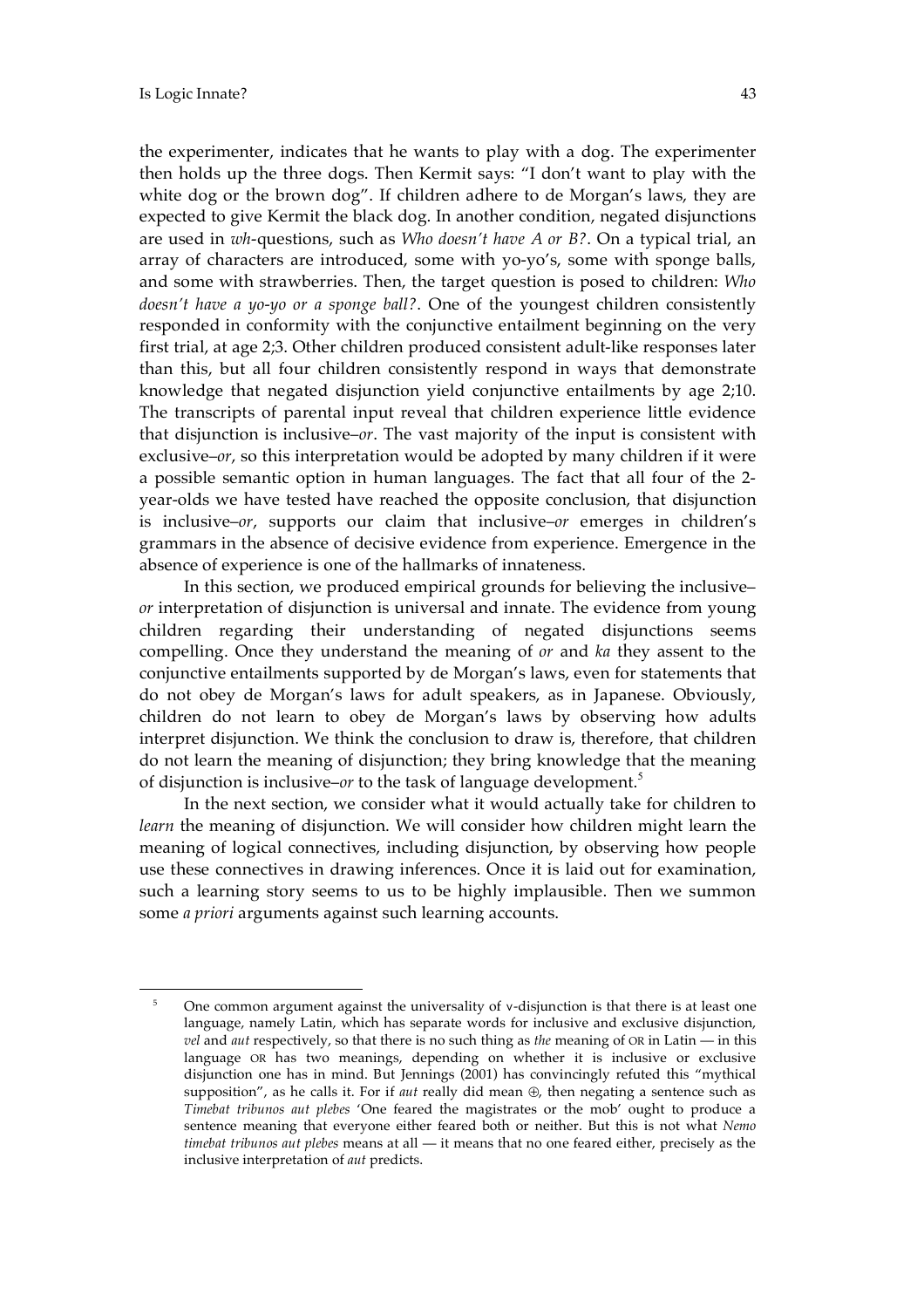the experimenter, indicates that he wants to play with a dog. The experimenter then holds up the three dogs. Then Kermit says: "I don't want to play with the white dog or the brown dog". If children adhere to de Morgan's laws, they are expected to give Kermit the black dog. In another condition, negated disjunctions are used in *wh*-questions, such as *Who doesn't have A or B?*. On a typical trial, an array of characters are introduced, some with yo-yo's, some with sponge balls, and some with strawberries. Then, the target question is posed to children: *Who doesn't have a yo-yo or a sponge ball?*. One of the youngest children consistently responded in conformity with the conjunctive entailment beginning on the very first trial, at age 2;3. Other children produced consistent adult-like responses later than this, but all four children consistently respond in ways that demonstrate knowledge that negated disjunction yield conjunctive entailments by age 2;10. The transcripts of parental input reveal that children experience little evidence that disjunction is inclusive–*or*. The vast majority of the input is consistent with exclusive–*or*, so this interpretation would be adopted by many children if it were a possible semantic option in human languages. The fact that all four of the 2-year-olds we have tested have reached the opposite conclusion, that disjunction is inclusive–*or*, supports our claim that inclusive–*or* emerges in children's grammars in the absence of decisive evidence from experience. Emergence in the absence of experience is one of the hallmarks of innateness.

In this section, we produced empirical grounds for believing the inclusive–*or* interpretation of disjunction is universal and innate. The evidence from young children regarding their understanding of negated disjunctions seems compelling. Once they understand the meaning of *or* and *ka* they assent to the conjunctive entailments supported by de Morgan's laws, even for statements that do not obey de Morgan's laws for adult speakers, as in Japanese. Obviously, children do not learn to obey de Morgan's laws by observing how adults interpret disjunction. We think the conclusion to draw is, therefore, that children do not learn the meaning of disjunction; they bring knowledge that the meaning of disjunction is inclusive–*or* to the task of language development.[5]

In the next section, we consider what it would actually take for children to *learn* the meaning of disjunction. We will consider how children might learn the meaning of logical connectives, including disjunction, by observing how people use these connectives in drawing inferences. Once it is laid out for examination, such a learning story seems to us to be highly implausible. Then we summon some *a priori* arguments against such learning accounts.

---

[5] One common argument against the universality of $\vee$-disjunction is that there is at least one language, namely Latin, which has separate words for inclusive and exclusive disjunction, *vel* and *aut* respectively, so that there is no such thing as *the* meaning of OR in Latin — in this language OR has two meanings, depending on whether it is inclusive or exclusive disjunction one has in mind. But Jennings (2001) has convincingly refuted this "mythical supposition", as he calls it. For if *aut* really did mean $\oplus$, then negating a sentence such as *Timebat tribunos aut plebes* 'One feared the magistrates or the mob' ought to produce a sentence meaning that everyone either feared both or neither. But this is not what *Nemo timebat tribunos aut plebes* means at all — it means that no one feared either, precisely as the inclusive interpretation of *aut* predicts.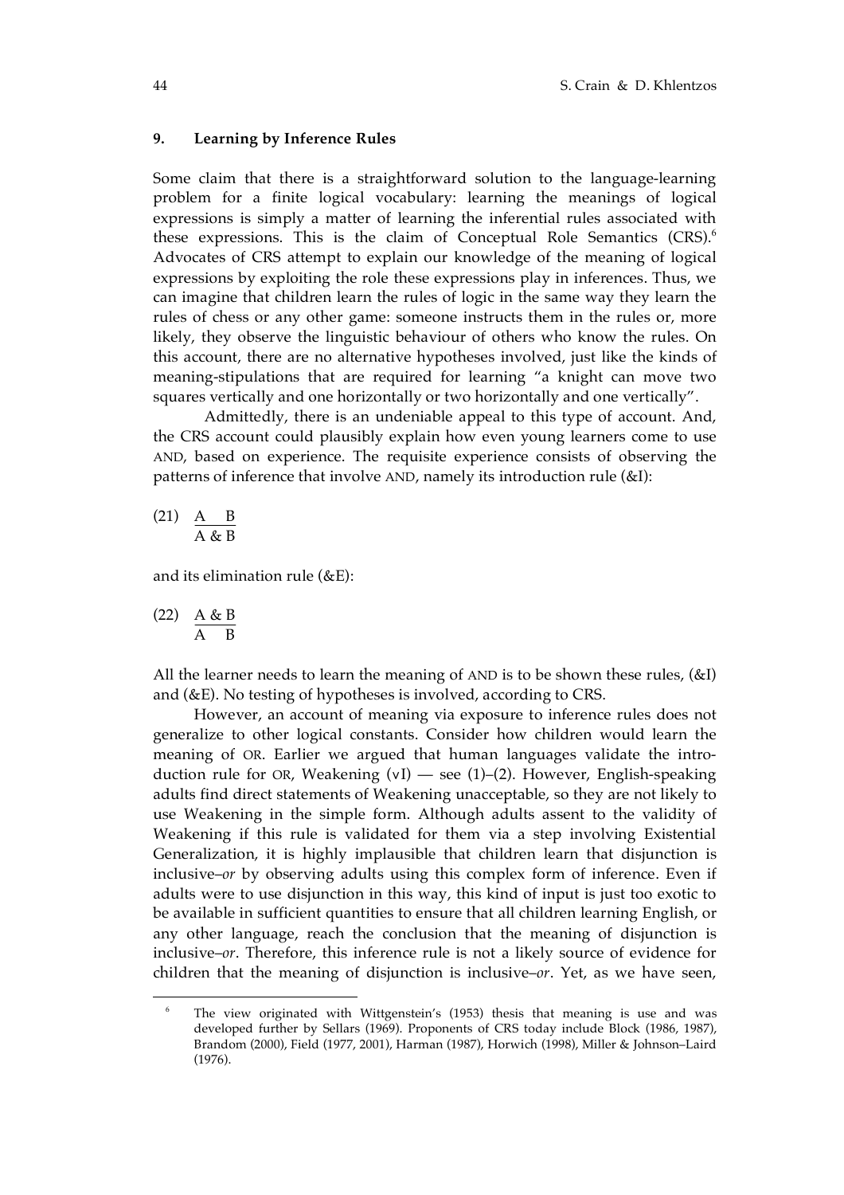## 9. Learning by Inference Rules

Some claim that there is a straightforward solution to the language-learning problem for a finite logical vocabulary: learning the meanings of logical expressions is simply a matter of learning the inferential rules associated with these expressions. This is the claim of Conceptual Role Semantics (CRS).[6] Advocates of CRS attempt to explain our knowledge of the meaning of logical expressions by exploiting the role these expressions play in inferences. Thus, we can imagine that children learn the rules of logic in the same way they learn the rules of chess or any other game: someone instructs them in the rules or, more likely, they observe the linguistic behaviour of others who know the rules. On this account, there are no alternative hypotheses involved, just like the kinds of meaning-stipulations that are required for learning "a knight can move two squares vertically and one horizontally or two horizontally and one vertically".

Admittedly, there is an undeniable appeal to this type of account. And, the CRS account could plausibly explain how even young learners come to use AND, based on experience. The requisite experience consists of observing the patterns of inference that involve AND, namely its introduction rule (&I):

(21)
$$\frac{A \quad B}{A \;\&\; B}$$

and its elimination rule (&E):

(22)
$$\frac{A \;\&\; B}{A \quad B}$$

All the learner needs to learn the meaning of AND is to be shown these rules, (&I) and (&E). No testing of hypotheses is involved, according to CRS.

However, an account of meaning via exposure to inference rules does not generalize to other logical constants. Consider how children would learn the meaning of OR. Earlier we argued that human languages validate the introduction rule for OR, Weakening (∨I) — see (1)–(2). However, English-speaking adults find direct statements of Weakening unacceptable, so they are not likely to use Weakening in the simple form. Although adults assent to the validity of Weakening if this rule is validated for them via a step involving Existential Generalization, it is highly implausible that children learn that disjunction is inclusive–*or* by observing adults using this complex form of inference. Even if adults were to use disjunction in this way, this kind of input is just too exotic to be available in sufficient quantities to ensure that all children learning English, or any other language, reach the conclusion that the meaning of disjunction is inclusive–*or*. Therefore, this inference rule is not a likely source of evidence for children that the meaning of disjunction is inclusive–*or*. Yet, as we have seen,

---

[6] The view originated with Wittgenstein's (1953) thesis that meaning is use and was developed further by Sellars (1969). Proponents of CRS today include Block (1986, 1987), Brandom (2000), Field (1977, 2001), Harman (1987), Horwich (1998), Miller & Johnson–Laird (1976).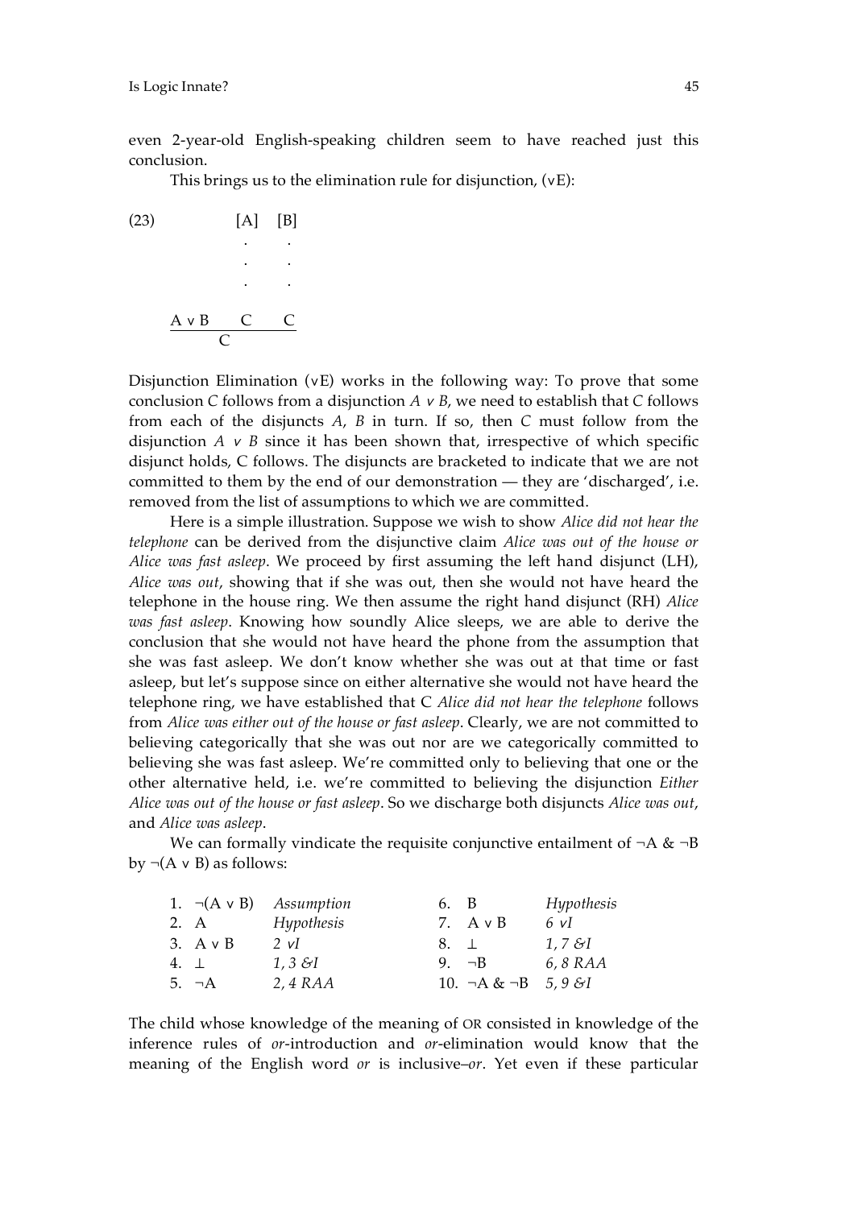even 2-year-old English-speaking children seem to have reached just this conclusion.

This brings us to the elimination rule for disjunction, (∨E):

$$
(23) \qquad \dfrac{A \vee B \qquad \begin{array}{c}[A] \\ \vdots \\ C\end{array} \qquad \begin{array}{c}[B] \\ \vdots \\ C\end{array}}{C}
$$

Disjunction Elimination (∨E) works in the following way: To prove that some conclusion *C* follows from a disjunction *A ∨ B*, we need to establish that *C* follows from each of the disjuncts *A*, *B* in turn. If so, then *C* must follow from the disjunction *A ∨ B* since it has been shown that, irrespective of which specific disjunct holds, C follows. The disjuncts are bracketed to indicate that we are not committed to them by the end of our demonstration — they are 'discharged', i.e. removed from the list of assumptions to which we are committed.

Here is a simple illustration. Suppose we wish to show *Alice did not hear the telephone* can be derived from the disjunctive claim *Alice was out of the house or Alice was fast asleep*. We proceed by first assuming the left hand disjunct (LH), *Alice was out*, showing that if she was out, then she would not have heard the telephone in the house ring. We then assume the right hand disjunct (RH) *Alice was fast asleep*. Knowing how soundly Alice sleeps, we are able to derive the conclusion that she would not have heard the phone from the assumption that she was fast asleep. We don't know whether she was out at that time or fast asleep, but let's suppose since on either alternative she would not have heard the telephone ring, we have established that C *Alice did not hear the telephone* follows from *Alice was either out of the house or fast asleep*. Clearly, we are not committed to believing categorically that she was out nor are we categorically committed to believing she was fast asleep. We're committed only to believing that one or the other alternative held, i.e. we're committed to believing the disjunction *Either Alice was out of the house or fast asleep*. So we discharge both disjuncts *Alice was out*, and *Alice was asleep*.

We can formally vindicate the requisite conjunctive entailment of ¬A & ¬B by ¬(A ∨ B) as follows:

| | | | | |
|---|---|---|---|---|
| 1. ¬(A ∨ B) | *Assumption* | | 6. B | *Hypothesis* |
| 2. A | *Hypothesis* | | 7. A ∨ B | *6 ∨I* |
| 3. A ∨ B | *2 ∨I* | | 8. ⊥ | *1, 7 &I* |
| 4. ⊥ | *1, 3 &I* | | 9. ¬B | *6, 8 RAA* |
| 5. ¬A | *2, 4 RAA* | | 10. ¬A & ¬B | *5, 9 &I* |

The child whose knowledge of the meaning of OR consisted in knowledge of the inference rules of *or*-introduction and *or*-elimination would know that the meaning of the English word *or* is inclusive–*or*. Yet even if these particular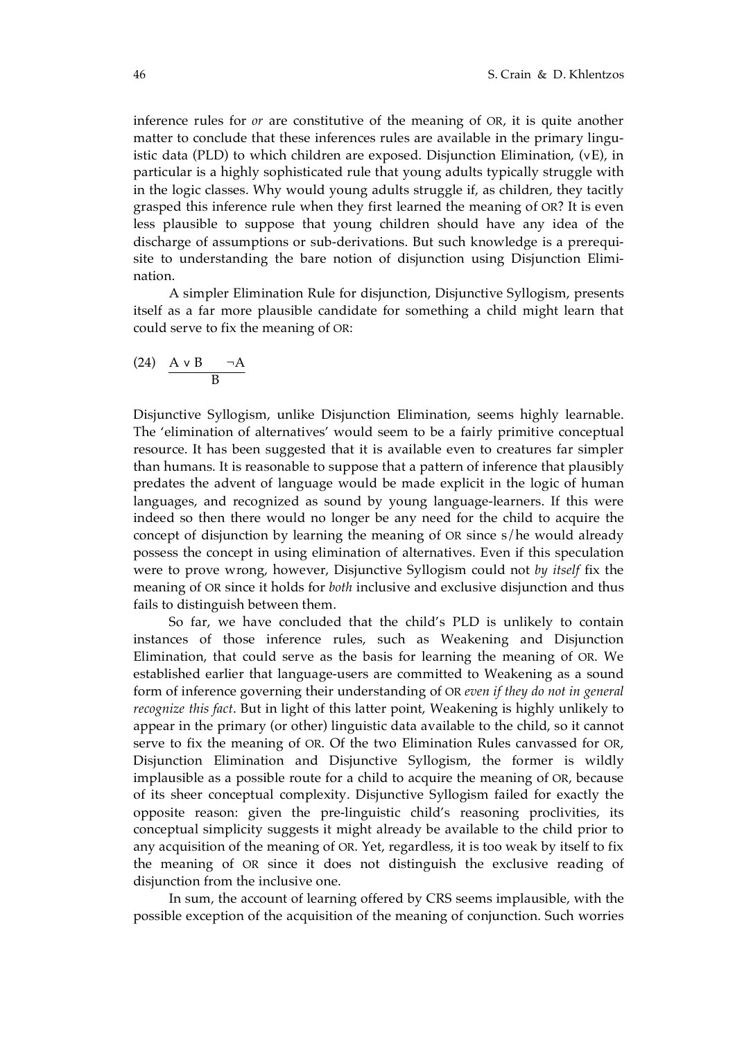inference rules for *or* are constitutive of the meaning of OR, it is quite another matter to conclude that these inferences rules are available in the primary linguistic data (PLD) to which children are exposed. Disjunction Elimination, (∨E), in particular is a highly sophisticated rule that young adults typically struggle with in the logic classes. Why would young adults struggle if, as children, they tacitly grasped this inference rule when they first learned the meaning of OR? It is even less plausible to suppose that young children should have any idea of the discharge of assumptions or sub-derivations. But such knowledge is a prerequisite to understanding the bare notion of disjunction using Disjunction Elimination.

A simpler Elimination Rule for disjunction, Disjunctive Syllogism, presents itself as a far more plausible candidate for something a child might learn that could serve to fix the meaning of OR:

(24) $$\frac{A \vee B \qquad \neg A}{B}$$

Disjunctive Syllogism, unlike Disjunction Elimination, seems highly learnable. The 'elimination of alternatives' would seem to be a fairly primitive conceptual resource. It has been suggested that it is available even to creatures far simpler than humans. It is reasonable to suppose that a pattern of inference that plausibly predates the advent of language would be made explicit in the logic of human languages, and recognized as sound by young language-learners. If this were indeed so then there would no longer be any need for the child to acquire the concept of disjunction by learning the meaning of OR since s/he would already possess the concept in using elimination of alternatives. Even if this speculation were to prove wrong, however, Disjunctive Syllogism could not *by itself* fix the meaning of OR since it holds for *both* inclusive and exclusive disjunction and thus fails to distinguish between them.

So far, we have concluded that the child's PLD is unlikely to contain instances of those inference rules, such as Weakening and Disjunction Elimination, that could serve as the basis for learning the meaning of OR. We established earlier that language-users are committed to Weakening as a sound form of inference governing their understanding of OR *even if they do not in general recognize this fact*. But in light of this latter point, Weakening is highly unlikely to appear in the primary (or other) linguistic data available to the child, so it cannot serve to fix the meaning of OR. Of the two Elimination Rules canvassed for OR, Disjunction Elimination and Disjunctive Syllogism, the former is wildly implausible as a possible route for a child to acquire the meaning of OR, because of its sheer conceptual complexity. Disjunctive Syllogism failed for exactly the opposite reason: given the pre-linguistic child's reasoning proclivities, its conceptual simplicity suggests it might already be available to the child prior to any acquisition of the meaning of OR. Yet, regardless, it is too weak by itself to fix the meaning of OR since it does not distinguish the exclusive reading of disjunction from the inclusive one.

In sum, the account of learning offered by CRS seems implausible, with the possible exception of the acquisition of the meaning of conjunction. Such worries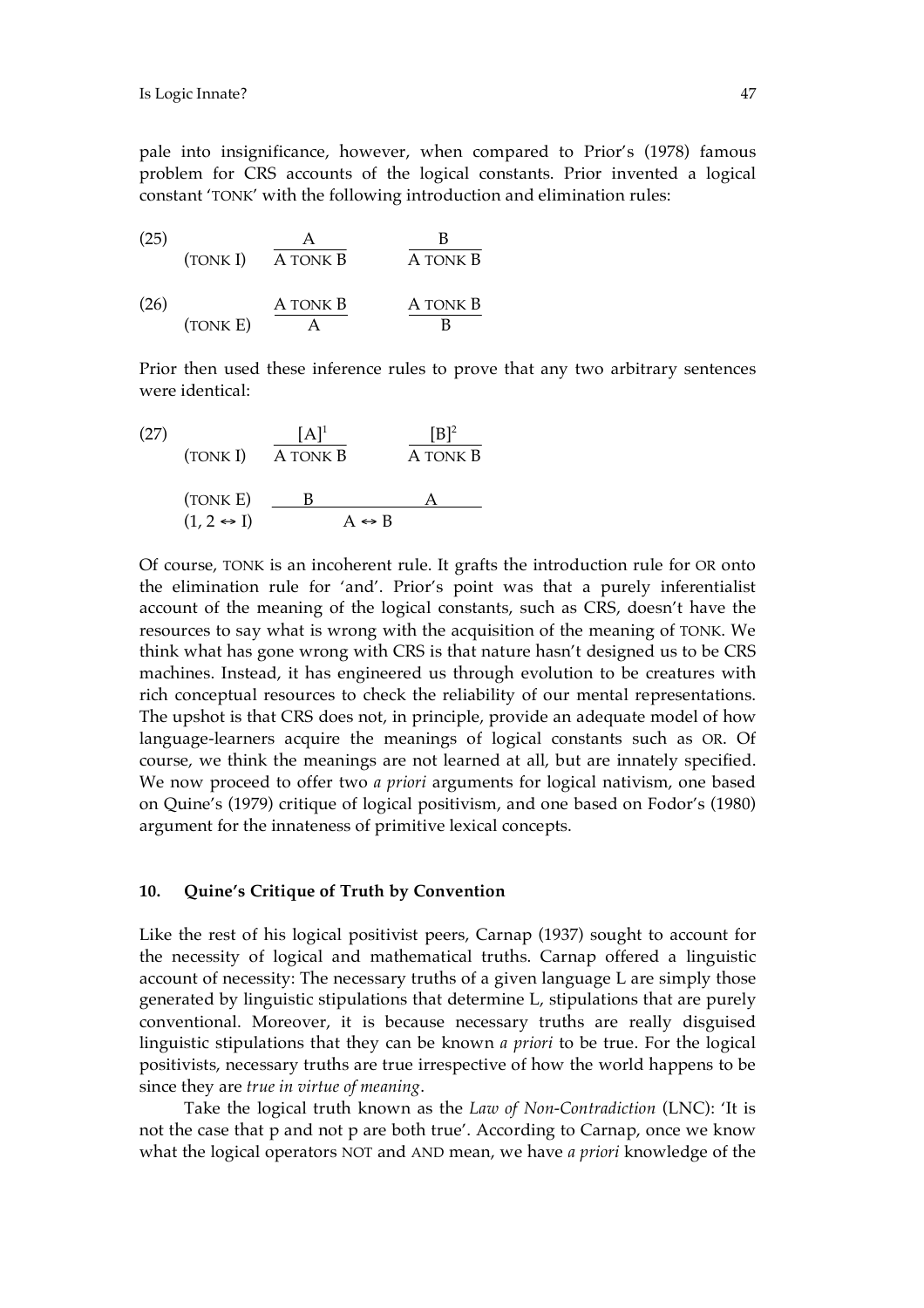pale into insignificance, however, when compared to Prior's (1978) famous problem for CRS accounts of the logical constants. Prior invented a logical constant 'TONK' with the following introduction and elimination rules:

(25) (TONK I)

$$\frac{A}{A \text{ TONK } B} \qquad \frac{B}{A \text{ TONK } B}$$

(26) (TONK E)

$$\frac{A \text{ TONK } B}{A} \qquad \frac{A \text{ TONK } B}{B}$$

Prior then used these inference rules to prove that any two arbitrary sentences were identical:

(27)

$$\text{(TONK I)} \quad \frac{[A]^1}{A \text{ TONK } B} \qquad \frac{[B]^2}{A \text{ TONK } B}$$

$$\text{(TONK E)} \quad \frac{B \qquad\qquad A}{\text{(1, 2} \leftrightarrow \text{I)} \quad A \leftrightarrow B}$$

Of course, TONK is an incoherent rule. It grafts the introduction rule for OR onto the elimination rule for 'and'. Prior's point was that a purely inferentialist account of the meaning of the logical constants, such as CRS, doesn't have the resources to say what is wrong with the acquisition of the meaning of TONK. We think what has gone wrong with CRS is that nature hasn't designed us to be CRS machines. Instead, it has engineered us through evolution to be creatures with rich conceptual resources to check the reliability of our mental representations. The upshot is that CRS does not, in principle, provide an adequate model of how language-learners acquire the meanings of logical constants such as OR. Of course, we think the meanings are not learned at all, but are innately specified. We now proceed to offer two *a priori* arguments for logical nativism, one based on Quine's (1979) critique of logical positivism, and one based on Fodor's (1980) argument for the innateness of primitive lexical concepts.

## 10. Quine's Critique of Truth by Convention

Like the rest of his logical positivist peers, Carnap (1937) sought to account for the necessity of logical and mathematical truths. Carnap offered a linguistic account of necessity: The necessary truths of a given language L are simply those generated by linguistic stipulations that determine L, stipulations that are purely conventional. Moreover, it is because necessary truths are really disguised linguistic stipulations that they can be known *a priori* to be true. For the logical positivists, necessary truths are true irrespective of how the world happens to be since they are *true in virtue of meaning*.

Take the logical truth known as the *Law of Non-Contradiction* (LNC): 'It is not the case that p and not p are both true'. According to Carnap, once we know what the logical operators NOT and AND mean, we have *a priori* knowledge of the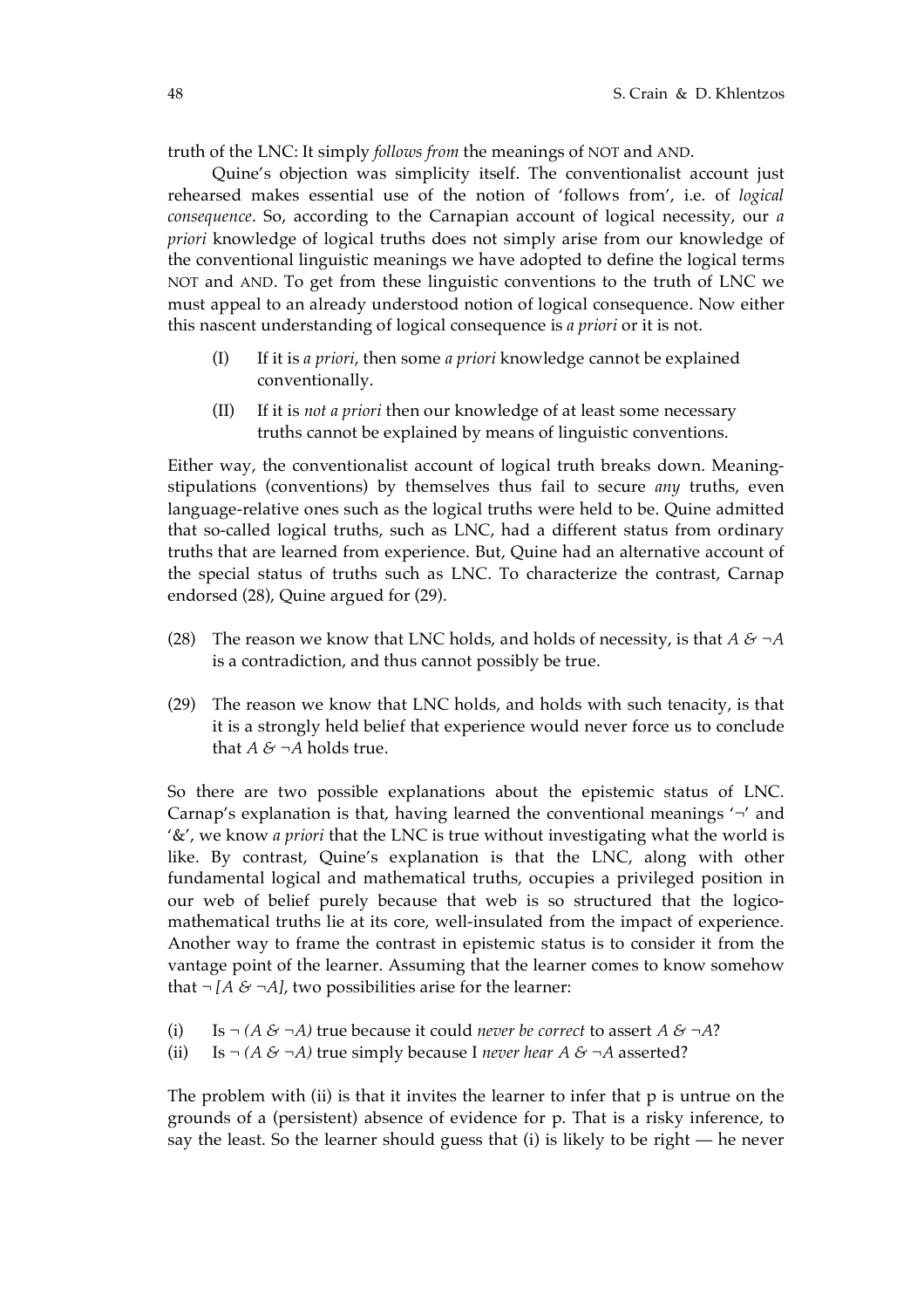truth of the LNC: It simply *follows from* the meanings of NOT and AND.

Quine's objection was simplicity itself. The conventionalist account just rehearsed makes essential use of the notion of 'follows from', i.e. of *logical consequence*. So, according to the Carnapian account of logical necessity, our *a priori* knowledge of logical truths does not simply arise from our knowledge of the conventional linguistic meanings we have adopted to define the logical terms NOT and AND. To get from these linguistic conventions to the truth of LNC we must appeal to an already understood notion of logical consequence. Now either this nascent understanding of logical consequence is *a priori* or it is not.

(I) If it is *a priori*, then some *a priori* knowledge cannot be explained conventionally.

(II) If it is *not a priori* then our knowledge of at least some necessary truths cannot be explained by means of linguistic conventions.

Either way, the conventionalist account of logical truth breaks down. Meaning-stipulations (conventions) by themselves thus fail to secure *any* truths, even language-relative ones such as the logical truths were held to be. Quine admitted that so-called logical truths, such as LNC, had a different status from ordinary truths that are learned from experience. But, Quine had an alternative account of the special status of truths such as LNC. To characterize the contrast, Carnap endorsed (28), Quine argued for (29).

(28) The reason we know that LNC holds, and holds of necessity, is that $A \& \neg A$ is a contradiction, and thus cannot possibly be true.

(29) The reason we know that LNC holds, and holds with such tenacity, is that it is a strongly held belief that experience would never force us to conclude that $A \& \neg A$ holds true.

So there are two possible explanations about the epistemic status of LNC. Carnap's explanation is that, having learned the conventional meanings '¬' and '&', we know *a priori* that the LNC is true without investigating what the world is like. By contrast, Quine's explanation is that the LNC, along with other fundamental logical and mathematical truths, occupies a privileged position in our web of belief purely because that web is so structured that the logico-mathematical truths lie at its core, well-insulated from the impact of experience. Another way to frame the contrast in epistemic status is to consider it from the vantage point of the learner. Assuming that the learner comes to know somehow that $\neg [A \& \neg A]$, two possibilities arise for the learner:

(i) Is $\neg (A \& \neg A)$ true because it could *never be correct* to assert $A \& \neg A$?

(ii) Is $\neg (A \& \neg A)$ true simply because I *never hear* $A \& \neg A$ asserted?

The problem with (ii) is that it invites the learner to infer that p is untrue on the grounds of a (persistent) absence of evidence for p. That is a risky inference, to say the least. So the learner should guess that (i) is likely to be right — he never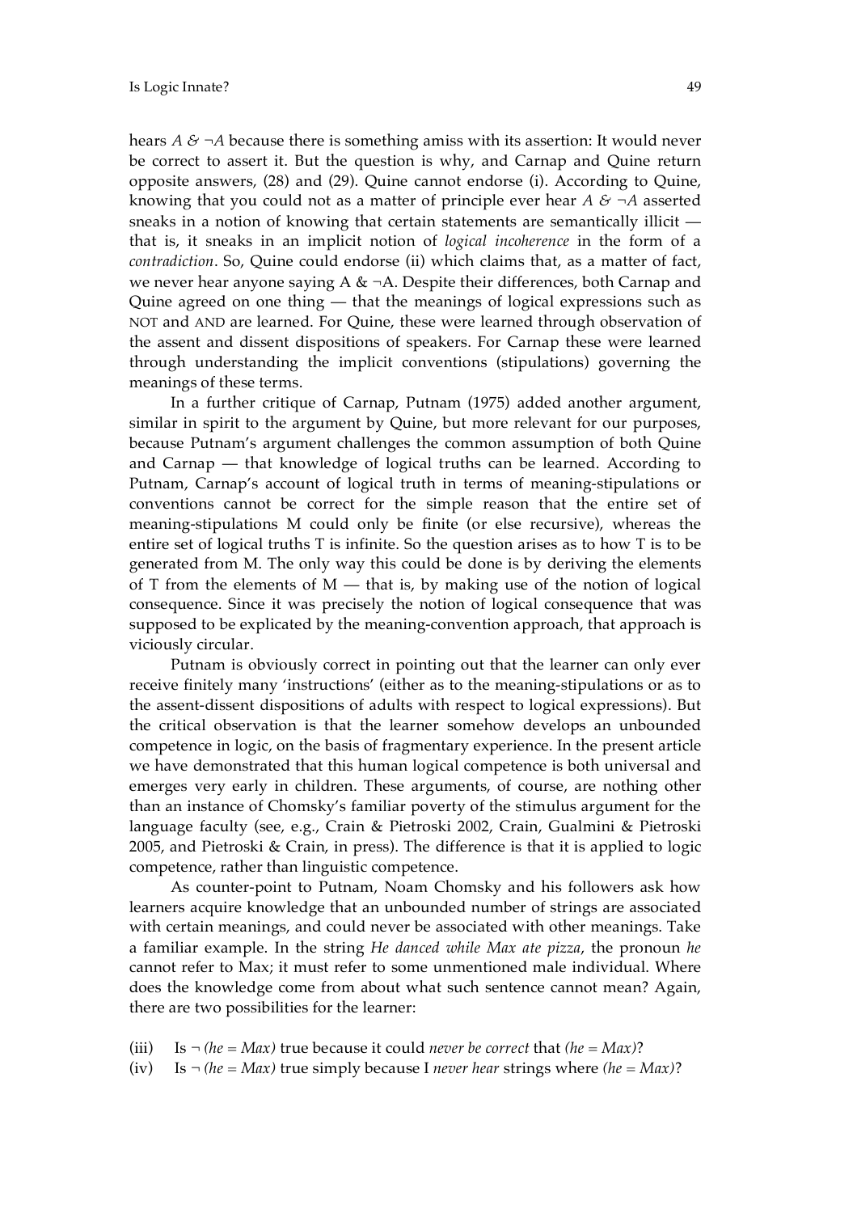hears *A & ¬A* because there is something amiss with its assertion: It would never be correct to assert it. But the question is why, and Carnap and Quine return opposite answers, (28) and (29). Quine cannot endorse (i). According to Quine, knowing that you could not as a matter of principle ever hear *A & ¬A* asserted sneaks in a notion of knowing that certain statements are semantically illicit — that is, it sneaks in an implicit notion of *logical incoherence* in the form of a *contradiction*. So, Quine could endorse (ii) which claims that, as a matter of fact, we never hear anyone saying A & ¬A. Despite their differences, both Carnap and Quine agreed on one thing — that the meanings of logical expressions such as NOT and AND are learned. For Quine, these were learned through observation of the assent and dissent dispositions of speakers. For Carnap these were learned through understanding the implicit conventions (stipulations) governing the meanings of these terms.

In a further critique of Carnap, Putnam (1975) added another argument, similar in spirit to the argument by Quine, but more relevant for our purposes, because Putnam's argument challenges the common assumption of both Quine and Carnap — that knowledge of logical truths can be learned. According to Putnam, Carnap's account of logical truth in terms of meaning-stipulations or conventions cannot be correct for the simple reason that the entire set of meaning-stipulations M could only be finite (or else recursive), whereas the entire set of logical truths T is infinite. So the question arises as to how T is to be generated from M. The only way this could be done is by deriving the elements of T from the elements of M — that is, by making use of the notion of logical consequence. Since it was precisely the notion of logical consequence that was supposed to be explicated by the meaning-convention approach, that approach is viciously circular.

Putnam is obviously correct in pointing out that the learner can only ever receive finitely many 'instructions' (either as to the meaning-stipulations or as to the assent-dissent dispositions of adults with respect to logical expressions). But the critical observation is that the learner somehow develops an unbounded competence in logic, on the basis of fragmentary experience. In the present article we have demonstrated that this human logical competence is both universal and emerges very early in children. These arguments, of course, are nothing other than an instance of Chomsky's familiar poverty of the stimulus argument for the language faculty (see, e.g., Crain & Pietroski 2002, Crain, Gualmini & Pietroski 2005, and Pietroski & Crain, in press). The difference is that it is applied to logic competence, rather than linguistic competence.

As counter-point to Putnam, Noam Chomsky and his followers ask how learners acquire knowledge that an unbounded number of strings are associated with certain meanings, and could never be associated with other meanings. Take a familiar example. In the string *He danced while Max ate pizza*, the pronoun *he* cannot refer to Max; it must refer to some unmentioned male individual. Where does the knowledge come from about what such sentence cannot mean? Again, there are two possibilities for the learner:

(iii) Is ¬ *(he = Max)* true because it could *never be correct* that *(he = Max)*?

(iv) Is ¬ *(he = Max)* true simply because I *never hear* strings where *(he = Max)*?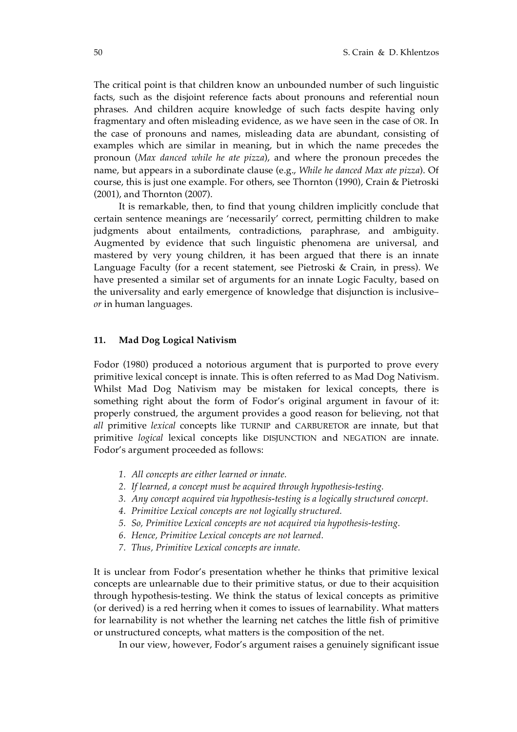The critical point is that children know an unbounded number of such linguistic facts, such as the disjoint reference facts about pronouns and referential noun phrases. And children acquire knowledge of such facts despite having only fragmentary and often misleading evidence, as we have seen in the case of OR. In the case of pronouns and names, misleading data are abundant, consisting of examples which are similar in meaning, but in which the name precedes the pronoun (*Max danced while he ate pizza*), and where the pronoun precedes the name, but appears in a subordinate clause (e.g., *While he danced Max ate pizza*). Of course, this is just one example. For others, see Thornton (1990), Crain & Pietroski (2001), and Thornton (2007).

It is remarkable, then, to find that young children implicitly conclude that certain sentence meanings are 'necessarily' correct, permitting children to make judgments about entailments, contradictions, paraphrase, and ambiguity. Augmented by evidence that such linguistic phenomena are universal, and mastered by very young children, it has been argued that there is an innate Language Faculty (for a recent statement, see Pietroski & Crain, in press). We have presented a similar set of arguments for an innate Logic Faculty, based on the universality and early emergence of knowledge that disjunction is inclusive–*or* in human languages.

## 11. Mad Dog Logical Nativism

Fodor (1980) produced a notorious argument that is purported to prove every primitive lexical concept is innate. This is often referred to as Mad Dog Nativism. Whilst Mad Dog Nativism may be mistaken for lexical concepts, there is something right about the form of Fodor's original argument in favour of it: properly construed, the argument provides a good reason for believing, not that *all* primitive *lexical* concepts like TURNIP and CARBURETOR are innate, but that primitive *logical* lexical concepts like DISJUNCTION and NEGATION are innate. Fodor's argument proceeded as follows:

1. *All concepts are either learned or innate.*
2. *If learned, a concept must be acquired through hypothesis-testing.*
3. *Any concept acquired via hypothesis-testing is a logically structured concept.*
4. *Primitive Lexical concepts are not logically structured.*
5. *So, Primitive Lexical concepts are not acquired via hypothesis-testing.*
6. *Hence, Primitive Lexical concepts are not learned.*
7. *Thus, Primitive Lexical concepts are innate.*

It is unclear from Fodor's presentation whether he thinks that primitive lexical concepts are unlearnable due to their primitive status, or due to their acquisition through hypothesis-testing. We think the status of lexical concepts as primitive (or derived) is a red herring when it comes to issues of learnability. What matters for learnability is not whether the learning net catches the little fish of primitive or unstructured concepts, what matters is the composition of the net.

In our view, however, Fodor's argument raises a genuinely significant issue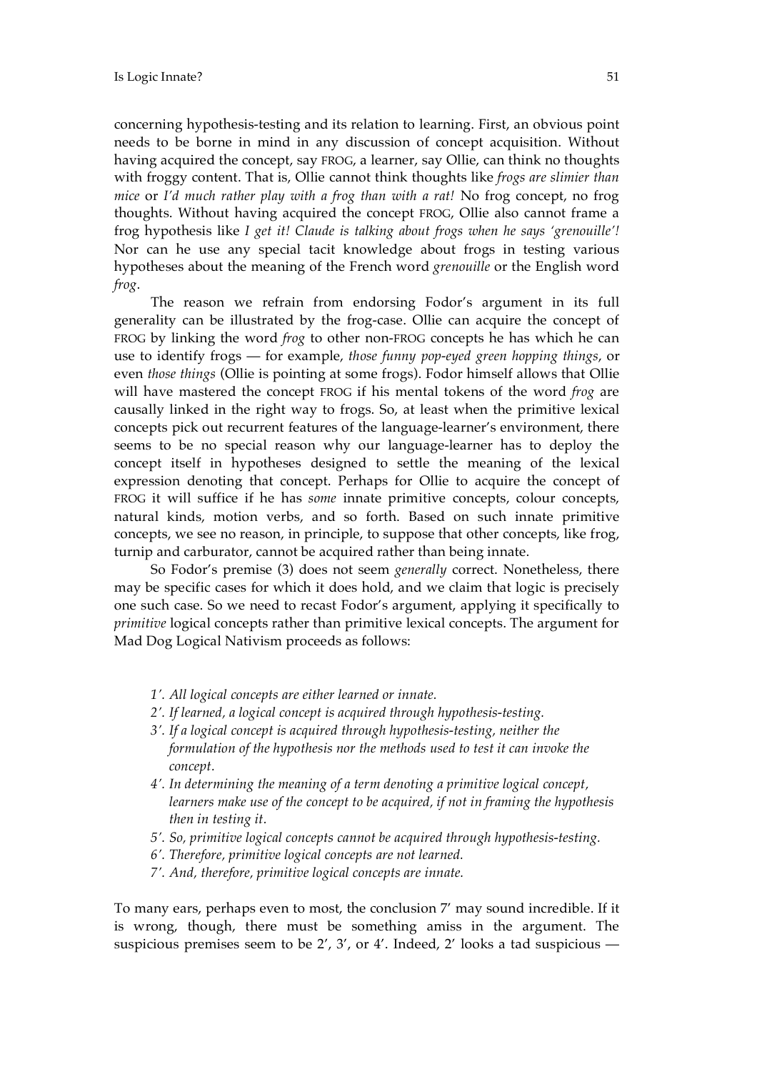concerning hypothesis-testing and its relation to learning. First, an obvious point needs to be borne in mind in any discussion of concept acquisition. Without having acquired the concept, say FROG, a learner, say Ollie, can think no thoughts with froggy content. That is, Ollie cannot think thoughts like *frogs are slimier than mice* or *I'd much rather play with a frog than with a rat!* No frog concept, no frog thoughts. Without having acquired the concept FROG, Ollie also cannot frame a frog hypothesis like *I get it! Claude is talking about frogs when he says 'grenouille'!* Nor can he use any special tacit knowledge about frogs in testing various hypotheses about the meaning of the French word *grenouille* or the English word *frog*.

The reason we refrain from endorsing Fodor's argument in its full generality can be illustrated by the frog-case. Ollie can acquire the concept of FROG by linking the word *frog* to other non-FROG concepts he has which he can use to identify frogs — for example, *those funny pop-eyed green hopping things*, or even *those things* (Ollie is pointing at some frogs). Fodor himself allows that Ollie will have mastered the concept FROG if his mental tokens of the word *frog* are causally linked in the right way to frogs. So, at least when the primitive lexical concepts pick out recurrent features of the language-learner's environment, there seems to be no special reason why our language-learner has to deploy the concept itself in hypotheses designed to settle the meaning of the lexical expression denoting that concept. Perhaps for Ollie to acquire the concept of FROG it will suffice if he has *some* innate primitive concepts, colour concepts, natural kinds, motion verbs, and so forth. Based on such innate primitive concepts, we see no reason, in principle, to suppose that other concepts, like frog, turnip and carburator, cannot be acquired rather than being innate.

So Fodor's premise (3) does not seem *generally* correct. Nonetheless, there may be specific cases for which it does hold, and we claim that logic is precisely one such case. So we need to recast Fodor's argument, applying it specifically to *primitive* logical concepts rather than primitive lexical concepts. The argument for Mad Dog Logical Nativism proceeds as follows:

- *1′. All logical concepts are either learned or innate.*
- *2′. If learned, a logical concept is acquired through hypothesis-testing.*
- *3′. If a logical concept is acquired through hypothesis-testing, neither the formulation of the hypothesis nor the methods used to test it can invoke the concept.*
- *4′. In determining the meaning of a term denoting a primitive logical concept, learners make use of the concept to be acquired, if not in framing the hypothesis then in testing it.*
- *5′. So, primitive logical concepts cannot be acquired through hypothesis-testing.*
- *6′. Therefore, primitive logical concepts are not learned.*
- *7′. And, therefore, primitive logical concepts are innate.*

To many ears, perhaps even to most, the conclusion 7′ may sound incredible. If it is wrong, though, there must be something amiss in the argument. The suspicious premises seem to be 2′, 3′, or 4′. Indeed, 2′ looks a tad suspicious —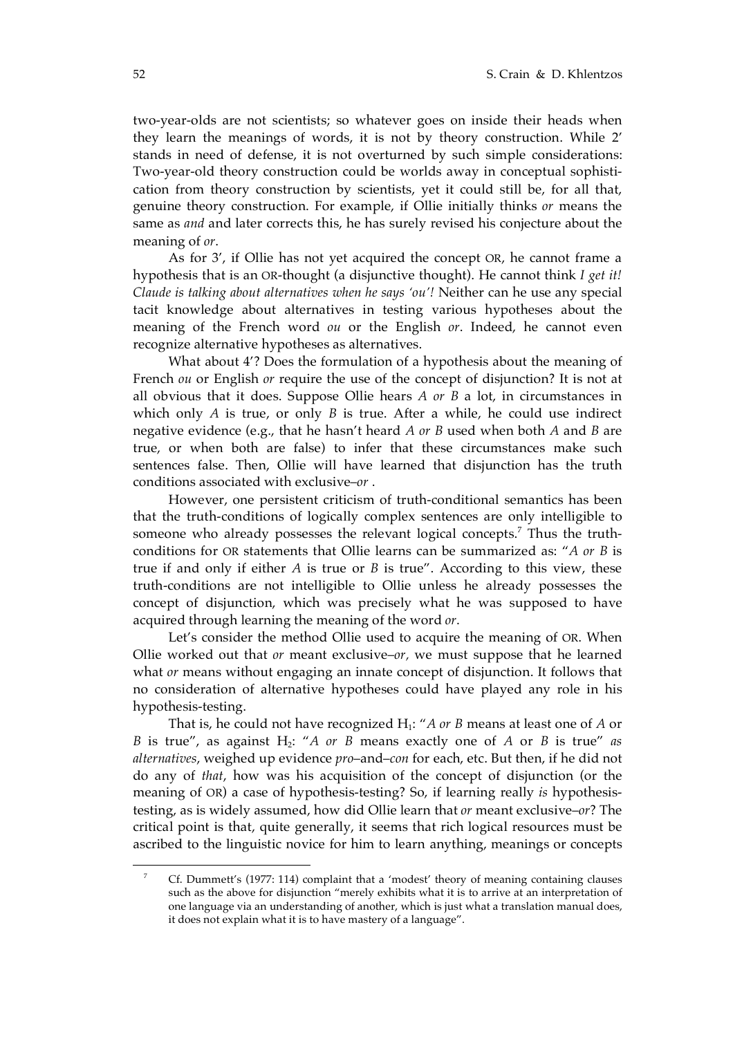two-year-olds are not scientists; so whatever goes on inside their heads when they learn the meanings of words, it is not by theory construction. While 2′ stands in need of defense, it is not overturned by such simple considerations: Two-year-old theory construction could be worlds away in conceptual sophistication from theory construction by scientists, yet it could still be, for all that, genuine theory construction. For example, if Ollie initially thinks *or* means the same as *and* and later corrects this, he has surely revised his conjecture about the meaning of *or*.

As for 3′, if Ollie has not yet acquired the concept OR, he cannot frame a hypothesis that is an OR-thought (a disjunctive thought). He cannot think *I get it! Claude is talking about alternatives when he says 'ou'!* Neither can he use any special tacit knowledge about alternatives in testing various hypotheses about the meaning of the French word *ou* or the English *or*. Indeed, he cannot even recognize alternative hypotheses as alternatives.

What about 4′? Does the formulation of a hypothesis about the meaning of French *ou* or English *or* require the use of the concept of disjunction? It is not at all obvious that it does. Suppose Ollie hears *A or B* a lot, in circumstances in which only *A* is true, or only *B* is true. After a while, he could use indirect negative evidence (e.g., that he hasn't heard *A or B* used when both *A* and *B* are true, or when both are false) to infer that these circumstances make such sentences false. Then, Ollie will have learned that disjunction has the truth conditions associated with exclusive–*or* .

However, one persistent criticism of truth-conditional semantics has been that the truth-conditions of logically complex sentences are only intelligible to someone who already possesses the relevant logical concepts.[7] Thus the truth-conditions for OR statements that Ollie learns can be summarized as: "*A or B* is true if and only if either *A* is true or *B* is true". According to this view, these truth-conditions are not intelligible to Ollie unless he already possesses the concept of disjunction, which was precisely what he was supposed to have acquired through learning the meaning of the word *or*.

Let's consider the method Ollie used to acquire the meaning of OR. When Ollie worked out that *or* meant exclusive–*or,* we must suppose that he learned what *or* means without engaging an innate concept of disjunction. It follows that no consideration of alternative hypotheses could have played any role in his hypothesis-testing.

That is, he could not have recognized $H_1$: "*A or B* means at least one of *A* or *B* is true", as against $H_2$: "*A or B* means exactly one of *A* or *B* is true" *as alternatives*, weighed up evidence *pro*–and–*con* for each, etc. But then, if he did not do any of *that*, how was his acquisition of the concept of disjunction (or the meaning of OR) a case of hypothesis-testing? So, if learning really *is* hypothesis-testing, as is widely assumed, how did Ollie learn that *or* meant exclusive–*or*? The critical point is that, quite generally, it seems that rich logical resources must be ascribed to the linguistic novice for him to learn anything, meanings or concepts

---

[7] Cf. Dummett's (1977: 114) complaint that a 'modest' theory of meaning containing clauses such as the above for disjunction "merely exhibits what it is to arrive at an interpretation of one language via an understanding of another, which is just what a translation manual does, it does not explain what it is to have mastery of a language".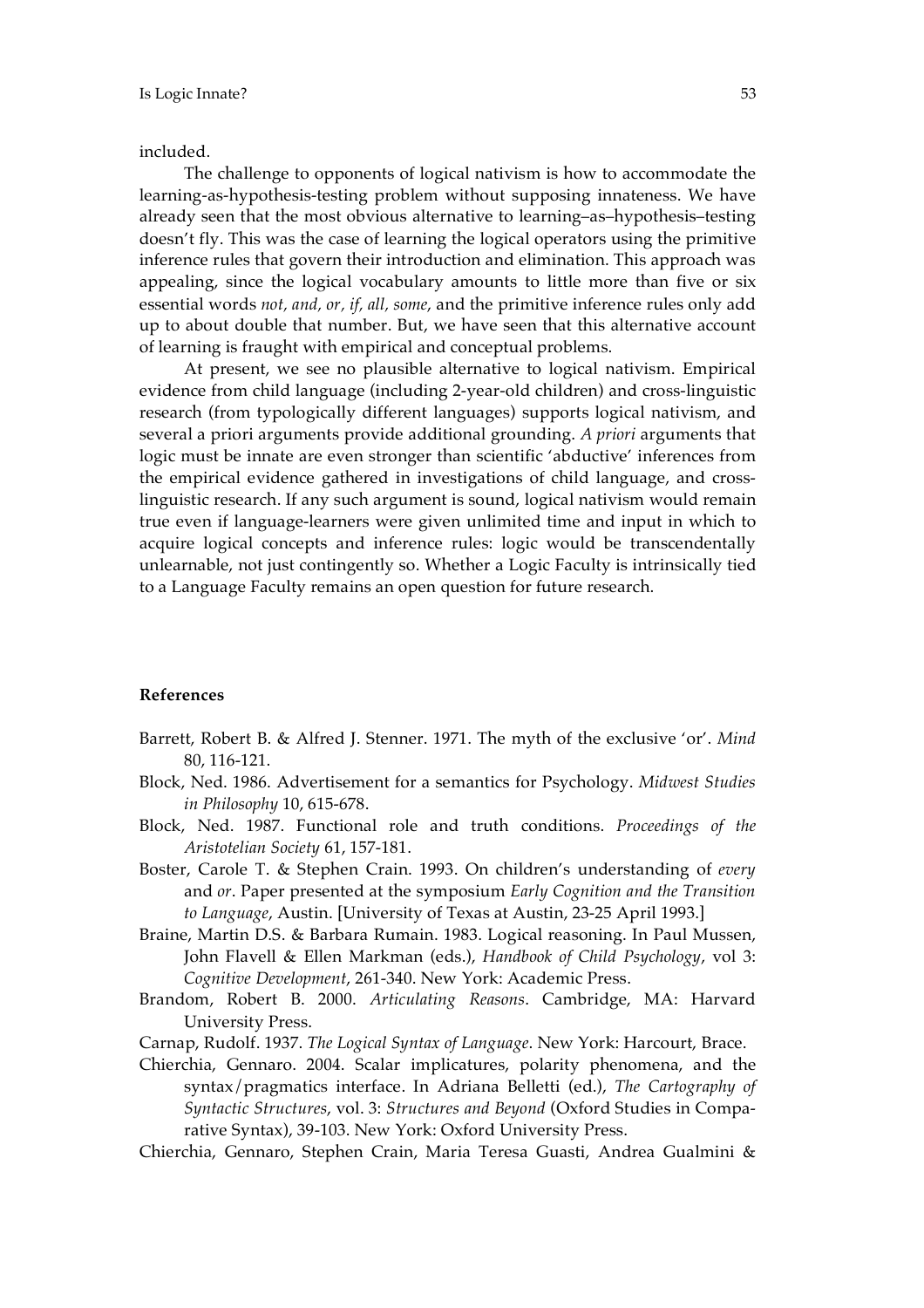included.

The challenge to opponents of logical nativism is how to accommodate the learning-as-hypothesis-testing problem without supposing innateness. We have already seen that the most obvious alternative to learning–as–hypothesis–testing doesn't fly. This was the case of learning the logical operators using the primitive inference rules that govern their introduction and elimination. This approach was appealing, since the logical vocabulary amounts to little more than five or six essential words *not, and, or, if, all, some*, and the primitive inference rules only add up to about double that number. But, we have seen that this alternative account of learning is fraught with empirical and conceptual problems.

At present, we see no plausible alternative to logical nativism. Empirical evidence from child language (including 2-year-old children) and cross-linguistic research (from typologically different languages) supports logical nativism, and several a priori arguments provide additional grounding. *A priori* arguments that logic must be innate are even stronger than scientific 'abductive' inferences from the empirical evidence gathered in investigations of child language, and cross-linguistic research. If any such argument is sound, logical nativism would remain true even if language-learners were given unlimited time and input in which to acquire logical concepts and inference rules: logic would be transcendentally unlearnable, not just contingently so. Whether a Logic Faculty is intrinsically tied to a Language Faculty remains an open question for future research.

### References

Barrett, Robert B. & Alfred J. Stenner. 1971. The myth of the exclusive 'or'. *Mind* 80, 116-121.

Block, Ned. 1986. Advertisement for a semantics for Psychology. *Midwest Studies in Philosophy* 10, 615-678.

Block, Ned. 1987. Functional role and truth conditions. *Proceedings of the Aristotelian Society* 61, 157-181.

Boster, Carole T. & Stephen Crain. 1993. On children's understanding of *every* and *or*. Paper presented at the symposium *Early Cognition and the Transition to Language*, Austin. [University of Texas at Austin, 23-25 April 1993.]

Braine, Martin D.S. & Barbara Rumain. 1983. Logical reasoning. In Paul Mussen, John Flavell & Ellen Markman (eds.), *Handbook of Child Psychology*, vol 3: *Cognitive Development*, 261-340. New York: Academic Press.

Brandom, Robert B. 2000. *Articulating Reasons*. Cambridge, MA: Harvard University Press.

Carnap, Rudolf. 1937. *The Logical Syntax of Language*. New York: Harcourt, Brace.

Chierchia, Gennaro. 2004. Scalar implicatures, polarity phenomena, and the syntax/pragmatics interface. In Adriana Belletti (ed.), *The Cartography of Syntactic Structures*, vol. 3: *Structures and Beyond* (Oxford Studies in Comparative Syntax), 39-103. New York: Oxford University Press.

Chierchia, Gennaro, Stephen Crain, Maria Teresa Guasti, Andrea Gualmini &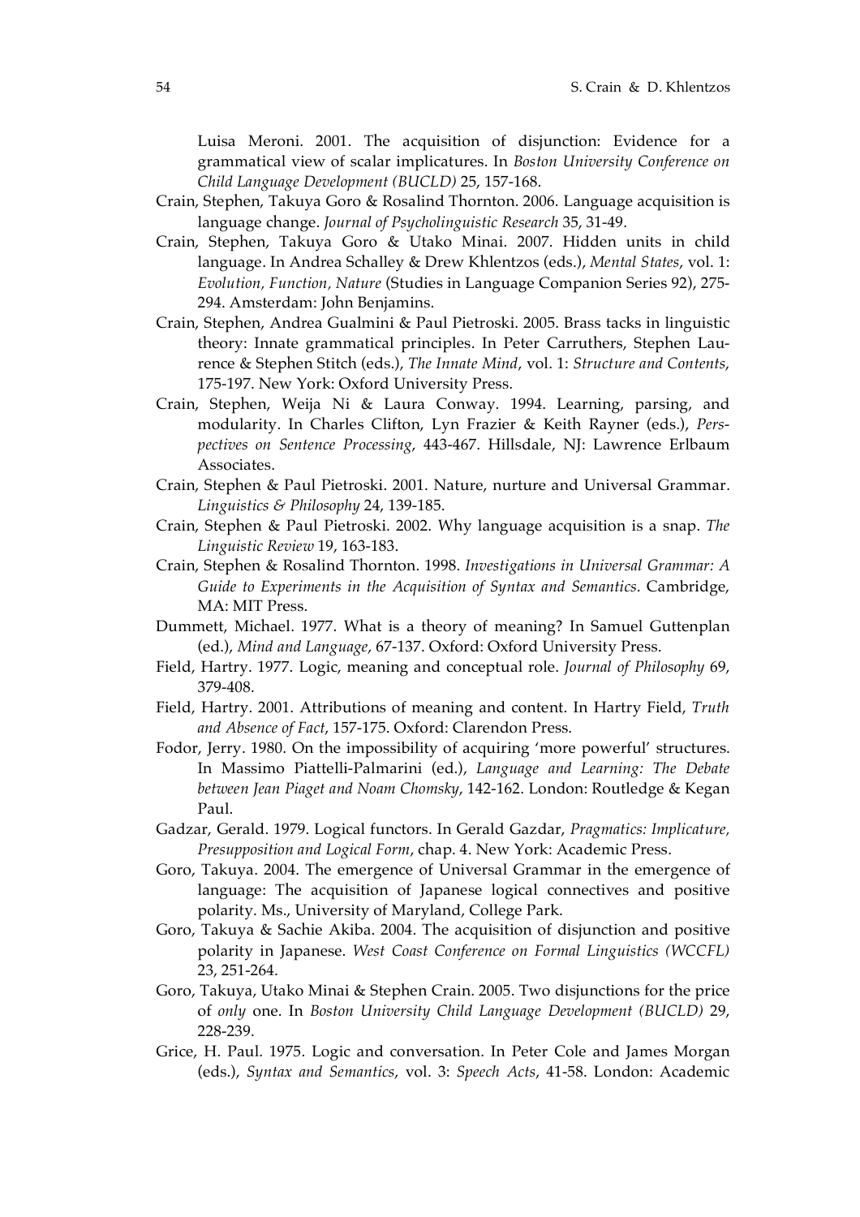Luisa Meroni. 2001. The acquisition of disjunction: Evidence for a grammatical view of scalar implicatures. In *Boston University Conference on Child Language Development (BUCLD)* 25, 157-168.

Crain, Stephen, Takuya Goro & Rosalind Thornton. 2006. Language acquisition is language change. *Journal of Psycholinguistic Research* 35, 31-49.

Crain, Stephen, Takuya Goro & Utako Minai. 2007. Hidden units in child language. In Andrea Schalley & Drew Khlentzos (eds.), *Mental States*, vol. 1: *Evolution, Function, Nature* (Studies in Language Companion Series 92), 275-294. Amsterdam: John Benjamins.

Crain, Stephen, Andrea Gualmini & Paul Pietroski. 2005. Brass tacks in linguistic theory: Innate grammatical principles. In Peter Carruthers, Stephen Laurence & Stephen Stitch (eds.), *The Innate Mind*, vol. 1: *Structure and Contents*, 175-197. New York: Oxford University Press.

Crain, Stephen, Weija Ni & Laura Conway. 1994. Learning, parsing, and modularity. In Charles Clifton, Lyn Frazier & Keith Rayner (eds.), *Perspectives on Sentence Processing*, 443-467. Hillsdale, NJ: Lawrence Erlbaum Associates.

Crain, Stephen & Paul Pietroski. 2001. Nature, nurture and Universal Grammar. *Linguistics & Philosophy* 24, 139-185.

Crain, Stephen & Paul Pietroski. 2002. Why language acquisition is a snap. *The Linguistic Review* 19, 163-183.

Crain, Stephen & Rosalind Thornton. 1998. *Investigations in Universal Grammar: A Guide to Experiments in the Acquisition of Syntax and Semantics*. Cambridge, MA: MIT Press.

Dummett, Michael. 1977. What is a theory of meaning? In Samuel Guttenplan (ed.), *Mind and Language*, 67-137. Oxford: Oxford University Press.

Field, Hartry. 1977. Logic, meaning and conceptual role. *Journal of Philosophy* 69, 379-408.

Field, Hartry. 2001. Attributions of meaning and content. In Hartry Field, *Truth and Absence of Fact*, 157-175. Oxford: Clarendon Press.

Fodor, Jerry. 1980. On the impossibility of acquiring 'more powerful' structures. In Massimo Piattelli-Palmarini (ed.), *Language and Learning: The Debate between Jean Piaget and Noam Chomsky*, 142-162. London: Routledge & Kegan Paul.

Gadzar, Gerald. 1979. Logical functors. In Gerald Gazdar, *Pragmatics: Implicature, Presupposition and Logical Form*, chap. 4. New York: Academic Press.

Goro, Takuya. 2004. The emergence of Universal Grammar in the emergence of language: The acquisition of Japanese logical connectives and positive polarity. Ms., University of Maryland, College Park.

Goro, Takuya & Sachie Akiba. 2004. The acquisition of disjunction and positive polarity in Japanese. *West Coast Conference on Formal Linguistics (WCCFL)* 23, 251-264.

Goro, Takuya, Utako Minai & Stephen Crain. 2005. Two disjunctions for the price of *only* one. In *Boston University Child Language Development (BUCLD)* 29, 228-239.

Grice, H. Paul. 1975. Logic and conversation. In Peter Cole and James Morgan (eds.), *Syntax and Semantics*, vol. 3: *Speech Acts*, 41-58. London: Academic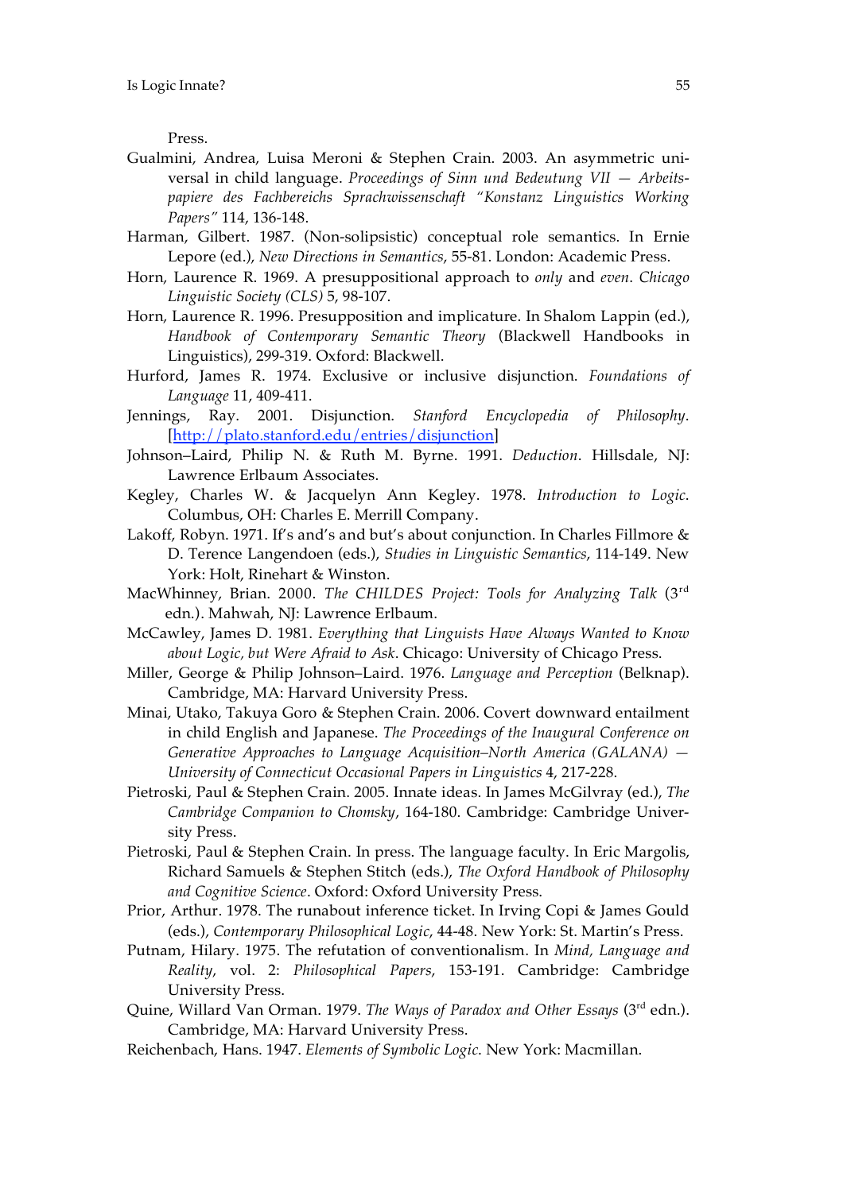Press.

Gualmini, Andrea, Luisa Meroni & Stephen Crain. 2003. An asymmetric universal in child language. *Proceedings of Sinn und Bedeutung VII — Arbeitspapiere des Fachbereichs Sprachwissenschaft "Konstanz Linguistics Working Papers"* 114, 136-148.

Harman, Gilbert. 1987. (Non-solipsistic) conceptual role semantics. In Ernie Lepore (ed.), *New Directions in Semantics*, 55-81. London: Academic Press.

Horn, Laurence R. 1969. A presuppositional approach to *only* and *even*. *Chicago Linguistic Society (CLS)* 5, 98-107.

Horn, Laurence R. 1996. Presupposition and implicature. In Shalom Lappin (ed.), *Handbook of Contemporary Semantic Theory* (Blackwell Handbooks in Linguistics), 299-319. Oxford: Blackwell.

Hurford, James R. 1974. Exclusive or inclusive disjunction. *Foundations of Language* 11, 409-411.

Jennings, Ray. 2001. Disjunction. *Stanford Encyclopedia of Philosophy*. [http://plato.stanford.edu/entries/disjunction]

Johnson–Laird, Philip N. & Ruth M. Byrne. 1991. *Deduction*. Hillsdale, NJ: Lawrence Erlbaum Associates.

Kegley, Charles W. & Jacquelyn Ann Kegley. 1978. *Introduction to Logic*. Columbus, OH: Charles E. Merrill Company.

Lakoff, Robyn. 1971. If's and's and but's about conjunction. In Charles Fillmore & D. Terence Langendoen (eds.), *Studies in Linguistic Semantics*, 114-149. New York: Holt, Rinehart & Winston.

MacWhinney, Brian. 2000. *The CHILDES Project: Tools for Analyzing Talk* (3rd edn.). Mahwah, NJ: Lawrence Erlbaum.

McCawley, James D. 1981. *Everything that Linguists Have Always Wanted to Know about Logic, but Were Afraid to Ask*. Chicago: University of Chicago Press.

Miller, George & Philip Johnson–Laird. 1976. *Language and Perception* (Belknap). Cambridge, MA: Harvard University Press.

Minai, Utako, Takuya Goro & Stephen Crain. 2006. Covert downward entailment in child English and Japanese. *The Proceedings of the Inaugural Conference on Generative Approaches to Language Acquisition–North America (GALANA) — University of Connecticut Occasional Papers in Linguistics* 4, 217-228.

Pietroski, Paul & Stephen Crain. 2005. Innate ideas. In James McGilvray (ed.), *The Cambridge Companion to Chomsky*, 164-180. Cambridge: Cambridge University Press.

Pietroski, Paul & Stephen Crain. In press. The language faculty. In Eric Margolis, Richard Samuels & Stephen Stitch (eds.), *The Oxford Handbook of Philosophy and Cognitive Science*. Oxford: Oxford University Press.

Prior, Arthur. 1978. The runabout inference ticket. In Irving Copi & James Gould (eds.), *Contemporary Philosophical Logic*, 44-48. New York: St. Martin's Press.

Putnam, Hilary. 1975. The refutation of conventionalism. In *Mind, Language and Reality*, vol. 2: *Philosophical Papers*, 153-191. Cambridge: Cambridge University Press.

Quine, Willard Van Orman. 1979. *The Ways of Paradox and Other Essays* (3rd edn.). Cambridge, MA: Harvard University Press.

Reichenbach, Hans. 1947. *Elements of Symbolic Logic*. New York: Macmillan.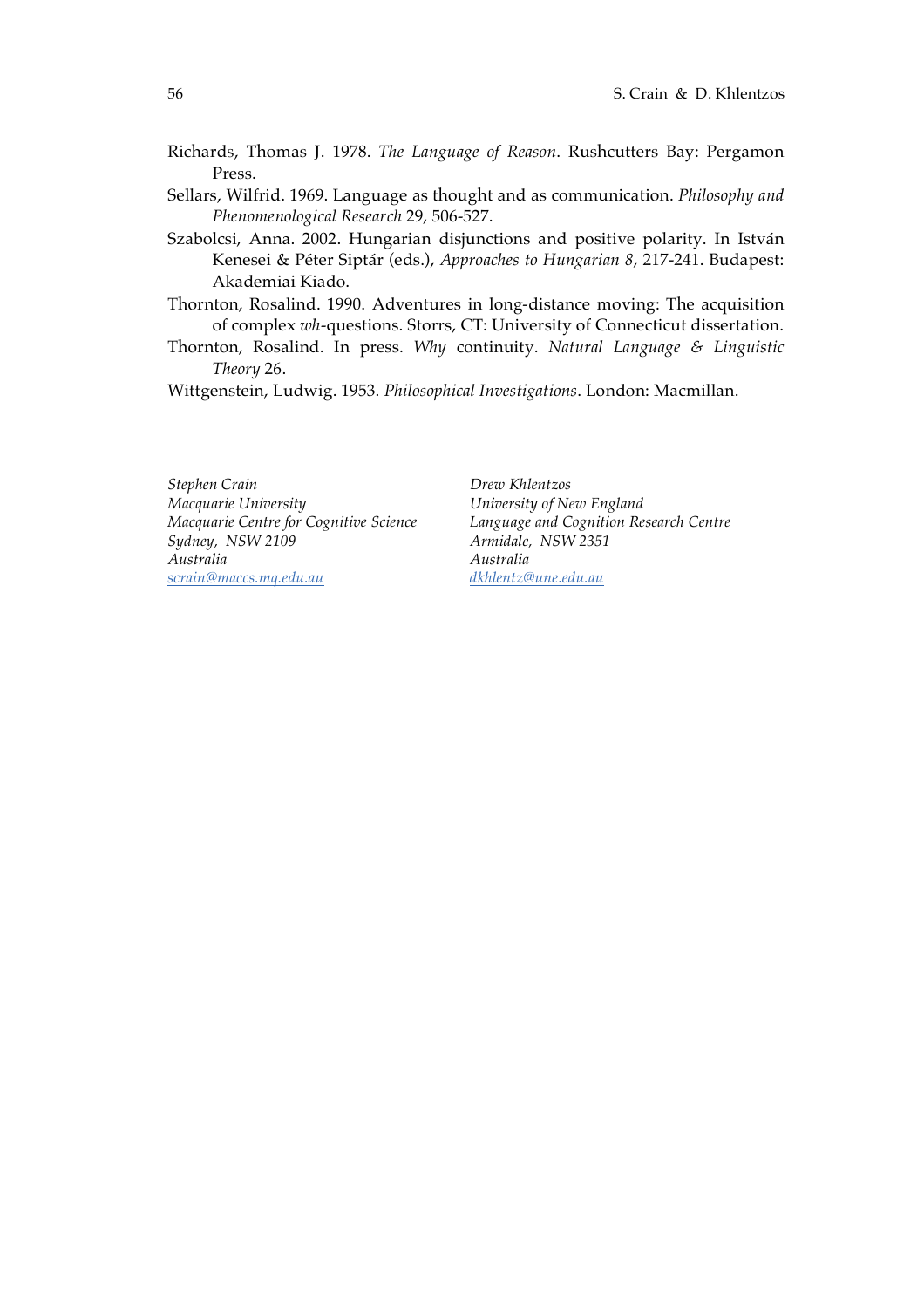Richards, Thomas J. 1978. *The Language of Reason*. Rushcutters Bay: Pergamon Press.

Sellars, Wilfrid. 1969. Language as thought and as communication. *Philosophy and Phenomenological Research* 29, 506-527.

Szabolcsi, Anna. 2002. Hungarian disjunctions and positive polarity. In István Kenesei & Péter Siptár (eds.), *Approaches to Hungarian 8*, 217-241. Budapest: Akademiai Kiado.

Thornton, Rosalind. 1990. Adventures in long-distance moving: The acquisition of complex *wh*-questions. Storrs, CT: University of Connecticut dissertation.

Thornton, Rosalind. In press. *Why* continuity. *Natural Language & Linguistic Theory* 26.

Wittgenstein, Ludwig. 1953. *Philosophical Investigations*. London: Macmillan.

*Stephen Crain*
*Macquarie University*
*Macquarie Centre for Cognitive Science*
*Sydney, NSW 2109*
*Australia*
*scrain@maccs.mq.edu.au*

*Drew Khlentzos*
*University of New England*
*Language and Cognition Research Centre*
*Armidale, NSW 2351*
*Australia*
*dkhlentz@une.edu.au*